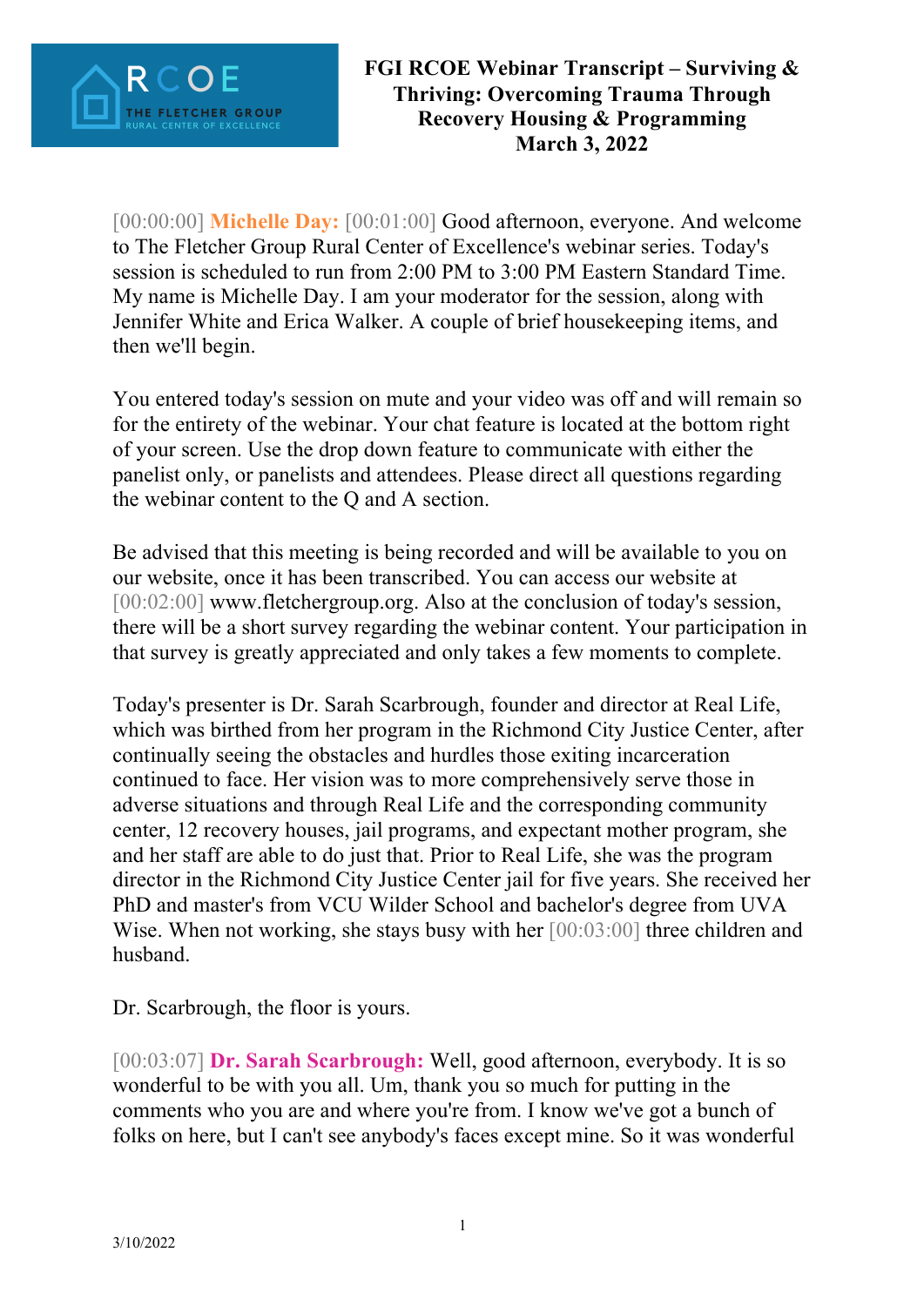# FGI RCOE Webinar Transcript – Surviving & Thriving: Overcoming Trauma Through Recovery Housing & Programming
**March 3, 2022**

[00:00:00] **Michelle Day:** [00:01:00] Good afternoon, everyone. And welcome to The Fletcher Group Rural Center of Excellence's webinar series. Today's session is scheduled to run from 2:00 PM to 3:00 PM Eastern Standard Time. My name is Michelle Day. I am your moderator for the session, along with Jennifer White and Erica Walker. A couple of brief housekeeping items, and then we'll begin.

You entered today's session on mute and your video was off and will remain so for the entirety of the webinar. Your chat feature is located at the bottom right of your screen. Use the drop down feature to communicate with either the panelist only, or panelists and attendees. Please direct all questions regarding the webinar content to the Q and A section.

Be advised that this meeting is being recorded and will be available to you on our website, once it has been transcribed. You can access our website at [00:02:00] www.fletchergroup.org. Also at the conclusion of today's session, there will be a short survey regarding the webinar content. Your participation in that survey is greatly appreciated and only takes a few moments to complete.

Today's presenter is Dr. Sarah Scarbrough, founder and director at Real Life, which was birthed from her program in the Richmond City Justice Center, after continually seeing the obstacles and hurdles those exiting incarceration continued to face. Her vision was to more comprehensively serve those in adverse situations and through Real Life and the corresponding community center, 12 recovery houses, jail programs, and expectant mother program, she and her staff are able to do just that. Prior to Real Life, she was the program director in the Richmond City Justice Center jail for five years. She received her PhD and master's from VCU Wilder School and bachelor's degree from UVA Wise. When not working, she stays busy with her [00:03:00] three children and husband.

Dr. Scarbrough, the floor is yours.

[00:03:07] **Dr. Sarah Scarbrough:** Well, good afternoon, everybody. It is so wonderful to be with you all. Um, thank you so much for putting in the comments who you are and where you're from. I know we've got a bunch of folks on here, but I can't see anybody's faces except mine. So it was wonderful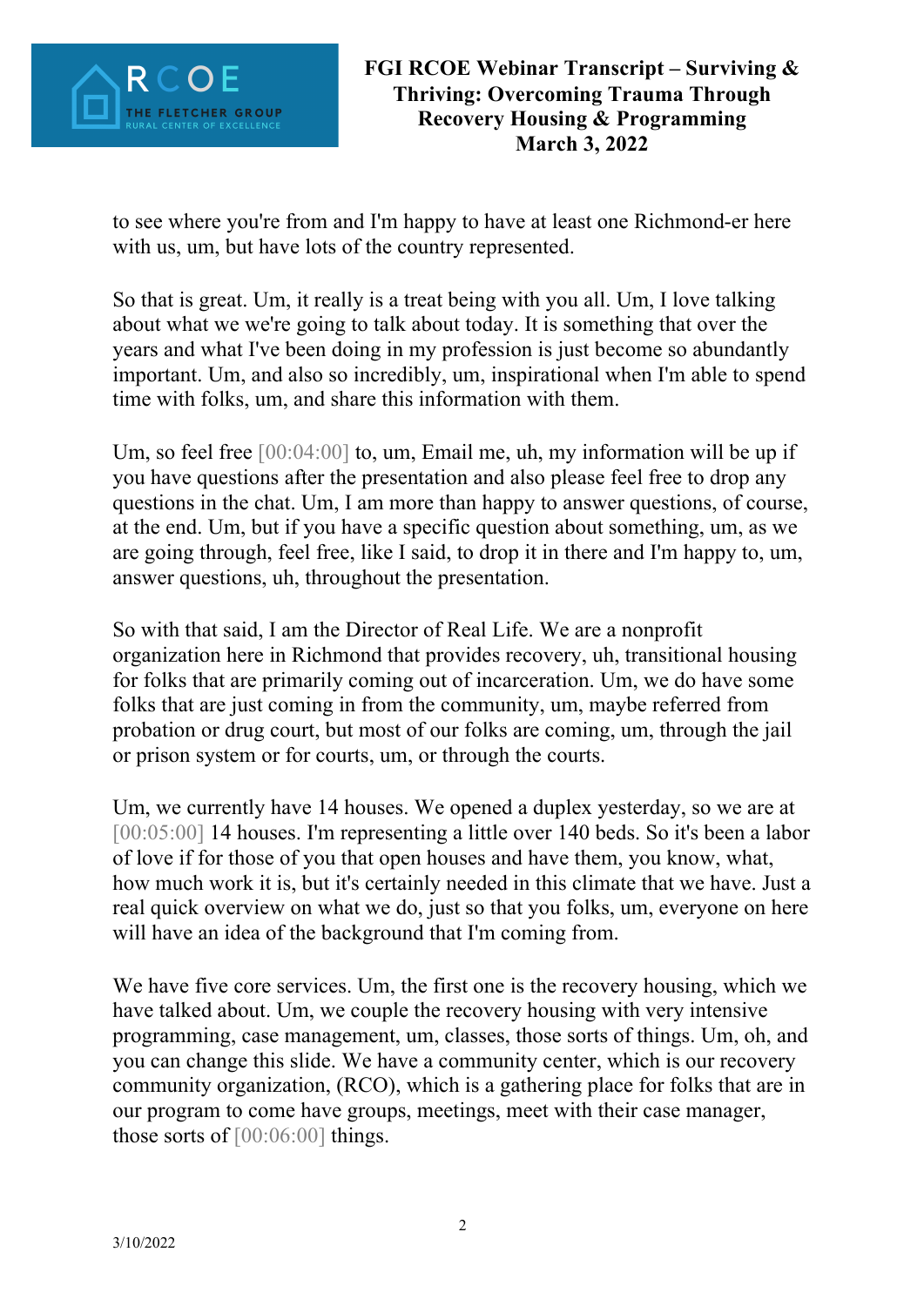to see where you're from and I'm happy to have at least one Richmond-er here with us, um, but have lots of the country represented.

So that is great. Um, it really is a treat being with you all. Um, I love talking about what we we're going to talk about today. It is something that over the years and what I've been doing in my profession is just become so abundantly important. Um, and also so incredibly, um, inspirational when I'm able to spend time with folks, um, and share this information with them.

Um, so feel free [00:04:00] to, um, Email me, uh, my information will be up if you have questions after the presentation and also please feel free to drop any questions in the chat. Um, I am more than happy to answer questions, of course, at the end. Um, but if you have a specific question about something, um, as we are going through, feel free, like I said, to drop it in there and I'm happy to, um, answer questions, uh, throughout the presentation.

So with that said, I am the Director of Real Life. We are a nonprofit organization here in Richmond that provides recovery, uh, transitional housing for folks that are primarily coming out of incarceration. Um, we do have some folks that are just coming in from the community, um, maybe referred from probation or drug court, but most of our folks are coming, um, through the jail or prison system or for courts, um, or through the courts.

Um, we currently have 14 houses. We opened a duplex yesterday, so we are at [00:05:00] 14 houses. I'm representing a little over 140 beds. So it's been a labor of love if for those of you that open houses and have them, you know, what, how much work it is, but it's certainly needed in this climate that we have. Just a real quick overview on what we do, just so that you folks, um, everyone on here will have an idea of the background that I'm coming from.

We have five core services. Um, the first one is the recovery housing, which we have talked about. Um, we couple the recovery housing with very intensive programming, case management, um, classes, those sorts of things. Um, oh, and you can change this slide. We have a community center, which is our recovery community organization, (RCO), which is a gathering place for folks that are in our program to come have groups, meetings, meet with their case manager, those sorts of [00:06:00] things.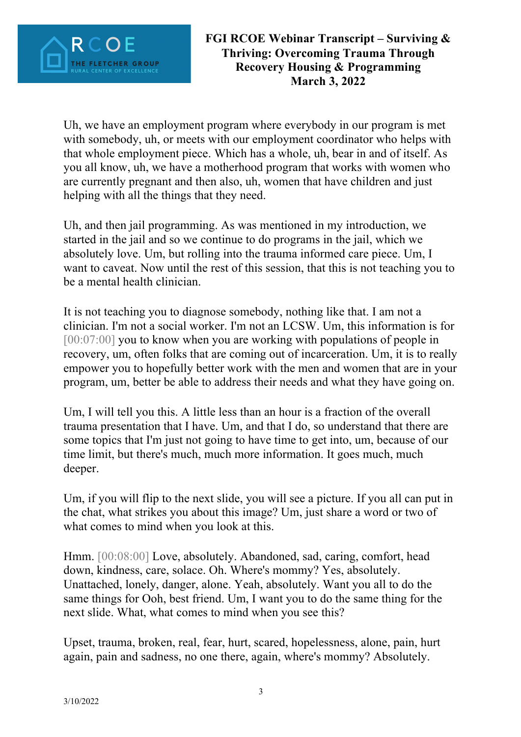Uh, we have an employment program where everybody in our program is met with somebody, uh, or meets with our employment coordinator who helps with that whole employment piece. Which has a whole, uh, bear in and of itself. As you all know, uh, we have a motherhood program that works with women who are currently pregnant and then also, uh, women that have children and just helping with all the things that they need.

Uh, and then jail programming. As was mentioned in my introduction, we started in the jail and so we continue to do programs in the jail, which we absolutely love. Um, but rolling into the trauma informed care piece. Um, I want to caveat. Now until the rest of this session, that this is not teaching you to be a mental health clinician.

It is not teaching you to diagnose somebody, nothing like that. I am not a clinician. I'm not a social worker. I'm not an LCSW. Um, this information is for [00:07:00] you to know when you are working with populations of people in recovery, um, often folks that are coming out of incarceration. Um, it is to really empower you to hopefully better work with the men and women that are in your program, um, better be able to address their needs and what they have going on.

Um, I will tell you this. A little less than an hour is a fraction of the overall trauma presentation that I have. Um, and that I do, so understand that there are some topics that I'm just not going to have time to get into, um, because of our time limit, but there's much, much more information. It goes much, much deeper.

Um, if you will flip to the next slide, you will see a picture. If you all can put in the chat, what strikes you about this image? Um, just share a word or two of what comes to mind when you look at this.

Hmm. [00:08:00] Love, absolutely. Abandoned, sad, caring, comfort, head down, kindness, care, solace. Oh. Where's mommy? Yes, absolutely. Unattached, lonely, danger, alone. Yeah, absolutely. Want you all to do the same things for Ooh, best friend. Um, I want you to do the same thing for the next slide. What, what comes to mind when you see this?

Upset, trauma, broken, real, fear, hurt, scared, hopelessness, alone, pain, hurt again, pain and sadness, no one there, again, where's mommy? Absolutely.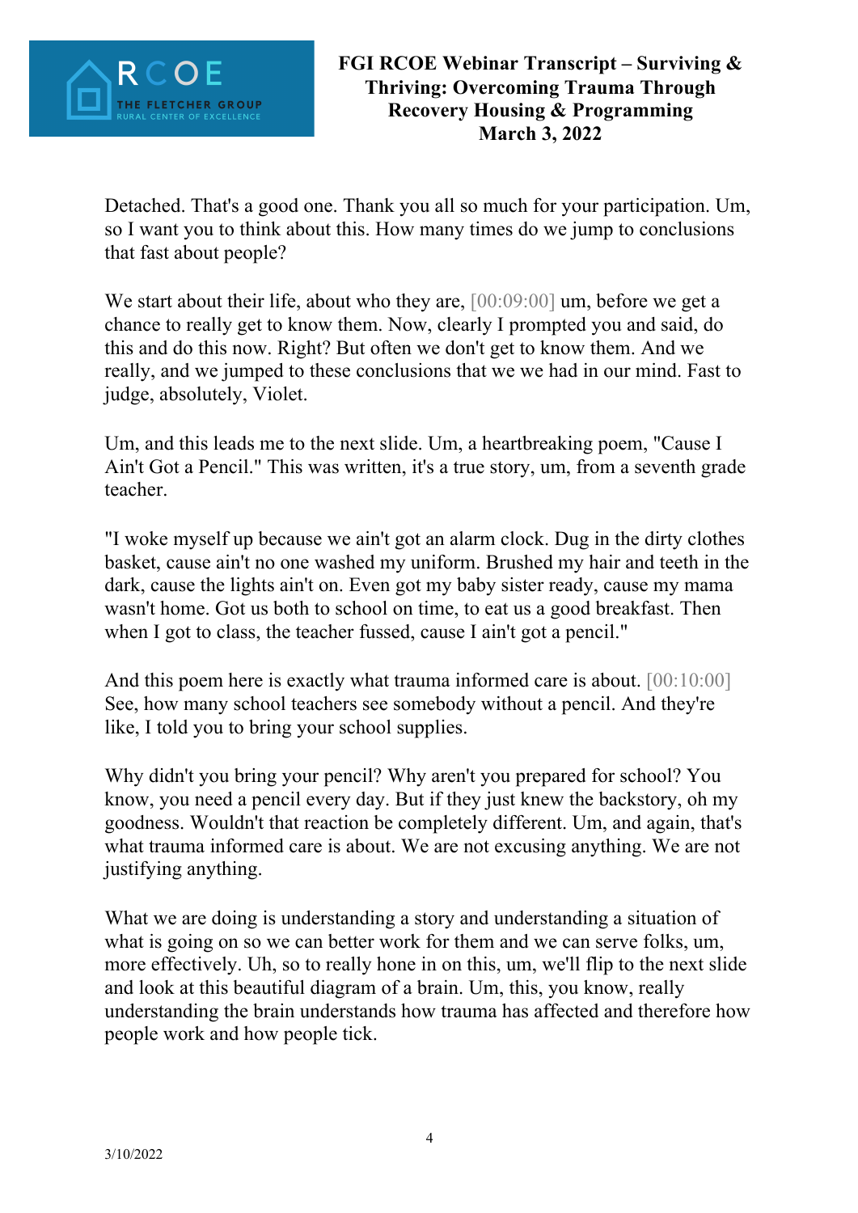Detached. That's a good one. Thank you all so much for your participation. Um, so I want you to think about this. How many times do we jump to conclusions that fast about people?

We start about their life, about who they are, [00:09:00] um, before we get a chance to really get to know them. Now, clearly I prompted you and said, do this and do this now. Right? But often we don't get to know them. And we really, and we jumped to these conclusions that we we had in our mind. Fast to judge, absolutely, Violet.

Um, and this leads me to the next slide. Um, a heartbreaking poem, "Cause I Ain't Got a Pencil." This was written, it's a true story, um, from a seventh grade teacher.

"I woke myself up because we ain't got an alarm clock. Dug in the dirty clothes basket, cause ain't no one washed my uniform. Brushed my hair and teeth in the dark, cause the lights ain't on. Even got my baby sister ready, cause my mama wasn't home. Got us both to school on time, to eat us a good breakfast. Then when I got to class, the teacher fussed, cause I ain't got a pencil."

And this poem here is exactly what trauma informed care is about. [00:10:00] See, how many school teachers see somebody without a pencil. And they're like, I told you to bring your school supplies.

Why didn't you bring your pencil? Why aren't you prepared for school? You know, you need a pencil every day. But if they just knew the backstory, oh my goodness. Wouldn't that reaction be completely different. Um, and again, that's what trauma informed care is about. We are not excusing anything. We are not justifying anything.

What we are doing is understanding a story and understanding a situation of what is going on so we can better work for them and we can serve folks, um, more effectively. Uh, so to really hone in on this, um, we'll flip to the next slide and look at this beautiful diagram of a brain. Um, this, you know, really understanding the brain understands how trauma has affected and therefore how people work and how people tick.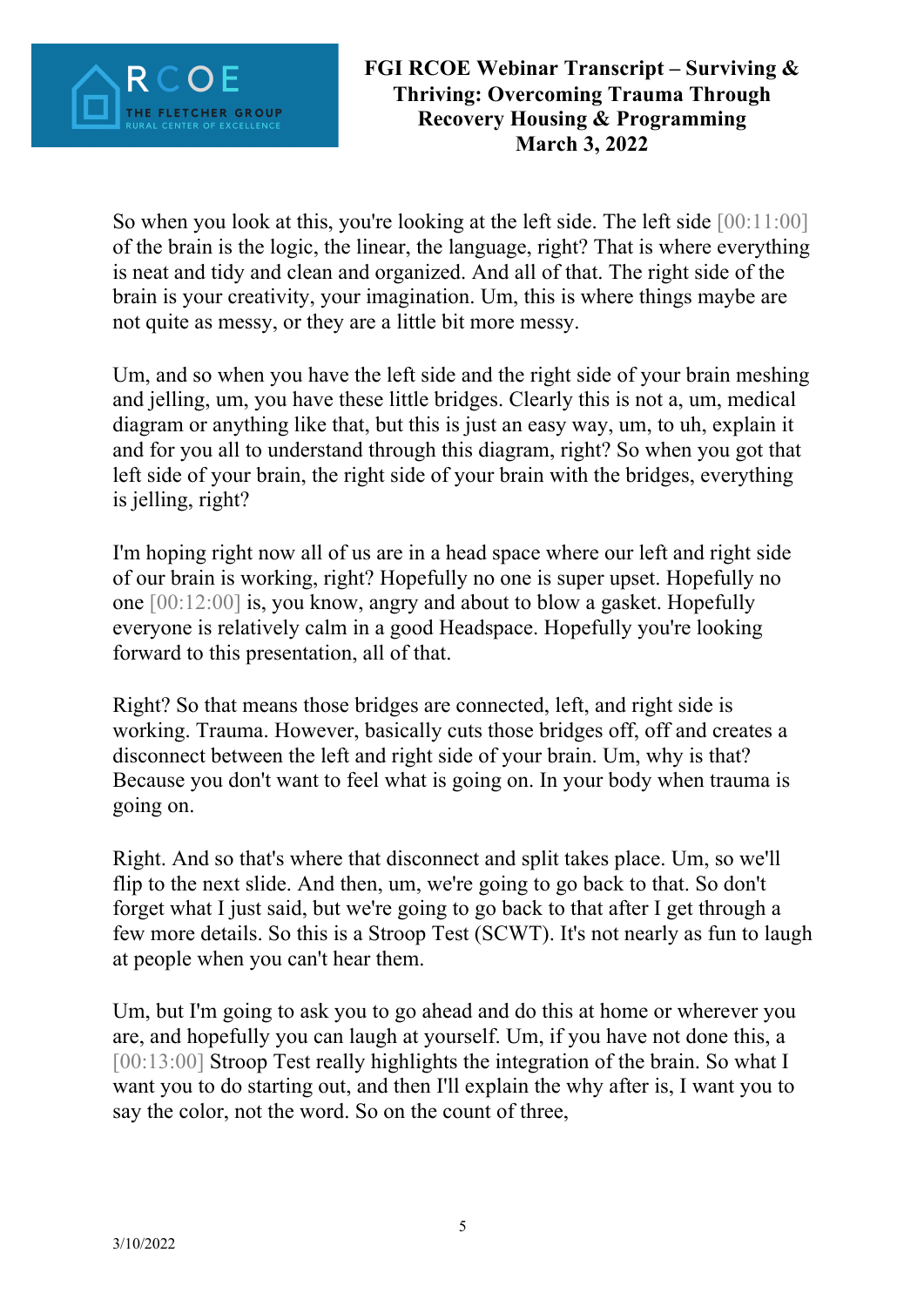So when you look at this, you're looking at the left side. The left side [00:11:00] of the brain is the logic, the linear, the language, right? That is where everything is neat and tidy and clean and organized. And all of that. The right side of the brain is your creativity, your imagination. Um, this is where things maybe are not quite as messy, or they are a little bit more messy.

Um, and so when you have the left side and the right side of your brain meshing and jelling, um, you have these little bridges. Clearly this is not a, um, medical diagram or anything like that, but this is just an easy way, um, to uh, explain it and for you all to understand through this diagram, right? So when you got that left side of your brain, the right side of your brain with the bridges, everything is jelling, right?

I'm hoping right now all of us are in a head space where our left and right side of our brain is working, right? Hopefully no one is super upset. Hopefully no one [00:12:00] is, you know, angry and about to blow a gasket. Hopefully everyone is relatively calm in a good Headspace. Hopefully you're looking forward to this presentation, all of that.

Right? So that means those bridges are connected, left, and right side is working. Trauma. However, basically cuts those bridges off, off and creates a disconnect between the left and right side of your brain. Um, why is that? Because you don't want to feel what is going on. In your body when trauma is going on.

Right. And so that's where that disconnect and split takes place. Um, so we'll flip to the next slide. And then, um, we're going to go back to that. So don't forget what I just said, but we're going to go back to that after I get through a few more details. So this is a Stroop Test (SCWT). It's not nearly as fun to laugh at people when you can't hear them.

Um, but I'm going to ask you to go ahead and do this at home or wherever you are, and hopefully you can laugh at yourself. Um, if you have not done this, a [00:13:00] Stroop Test really highlights the integration of the brain. So what I want you to do starting out, and then I'll explain the why after is, I want you to say the color, not the word. So on the count of three,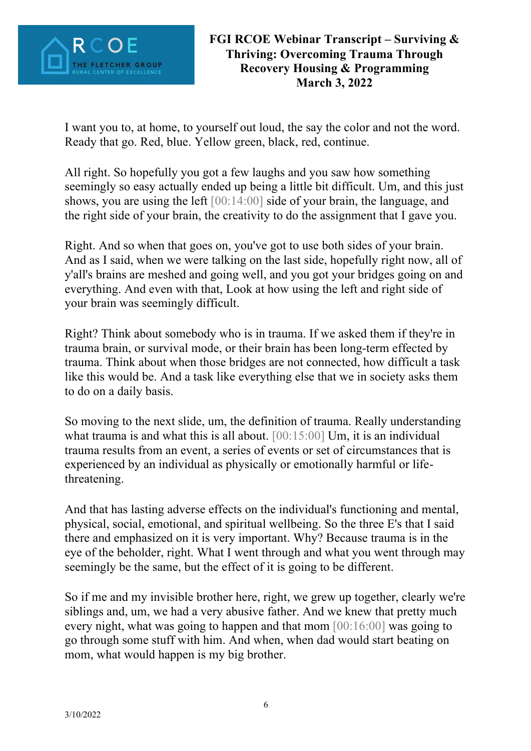I want you to, at home, to yourself out loud, the say the color and not the word. Ready that go. Red, blue. Yellow green, black, red, continue.

All right. So hopefully you got a few laughs and you saw how something seemingly so easy actually ended up being a little bit difficult. Um, and this just shows, you are using the left [00:14:00] side of your brain, the language, and the right side of your brain, the creativity to do the assignment that I gave you.

Right. And so when that goes on, you've got to use both sides of your brain. And as I said, when we were talking on the last side, hopefully right now, all of y'all's brains are meshed and going well, and you got your bridges going on and everything. And even with that, Look at how using the left and right side of your brain was seemingly difficult.

Right? Think about somebody who is in trauma. If we asked them if they're in trauma brain, or survival mode, or their brain has been long-term effected by trauma. Think about when those bridges are not connected, how difficult a task like this would be. And a task like everything else that we in society asks them to do on a daily basis.

So moving to the next slide, um, the definition of trauma. Really understanding what trauma is and what this is all about. [00:15:00] Um, it is an individual trauma results from an event, a series of events or set of circumstances that is experienced by an individual as physically or emotionally harmful or life-threatening.

And that has lasting adverse effects on the individual's functioning and mental, physical, social, emotional, and spiritual wellbeing. So the three E's that I said there and emphasized on it is very important. Why? Because trauma is in the eye of the beholder, right. What I went through and what you went through may seemingly be the same, but the effect of it is going to be different.

So if me and my invisible brother here, right, we grew up together, clearly we're siblings and, um, we had a very abusive father. And we knew that pretty much every night, what was going to happen and that mom [00:16:00] was going to go through some stuff with him. And when, when dad would start beating on mom, what would happen is my big brother.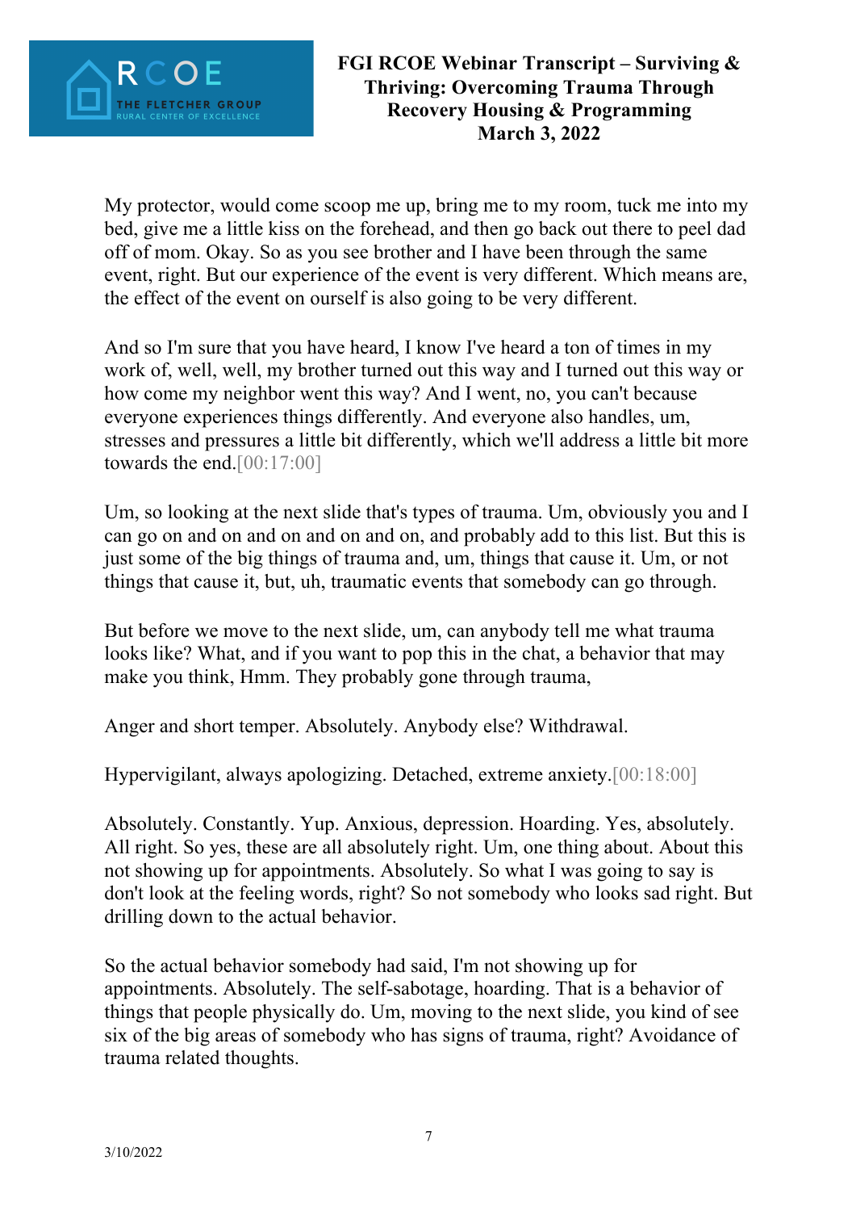My protector, would come scoop me up, bring me to my room, tuck me into my bed, give me a little kiss on the forehead, and then go back out there to peel dad off of mom. Okay. So as you see brother and I have been through the same event, right. But our experience of the event is very different. Which means are, the effect of the event on ourself is also going to be very different.

And so I'm sure that you have heard, I know I've heard a ton of times in my work of, well, well, my brother turned out this way and I turned out this way or how come my neighbor went this way? And I went, no, you can't because everyone experiences things differently. And everyone also handles, um, stresses and pressures a little bit differently, which we'll address a little bit more towards the end.[00:17:00]

Um, so looking at the next slide that's types of trauma. Um, obviously you and I can go on and on and on and on and on, and probably add to this list. But this is just some of the big things of trauma and, um, things that cause it. Um, or not things that cause it, but, uh, traumatic events that somebody can go through.

But before we move to the next slide, um, can anybody tell me what trauma looks like? What, and if you want to pop this in the chat, a behavior that may make you think, Hmm. They probably gone through trauma,

Anger and short temper. Absolutely. Anybody else? Withdrawal.

Hypervigilant, always apologizing. Detached, extreme anxiety.[00:18:00]

Absolutely. Constantly. Yup. Anxious, depression. Hoarding. Yes, absolutely. All right. So yes, these are all absolutely right. Um, one thing about. About this not showing up for appointments. Absolutely. So what I was going to say is don't look at the feeling words, right? So not somebody who looks sad right. But drilling down to the actual behavior.

So the actual behavior somebody had said, I'm not showing up for appointments. Absolutely. The self-sabotage, hoarding. That is a behavior of things that people physically do. Um, moving to the next slide, you kind of see six of the big areas of somebody who has signs of trauma, right? Avoidance of trauma related thoughts.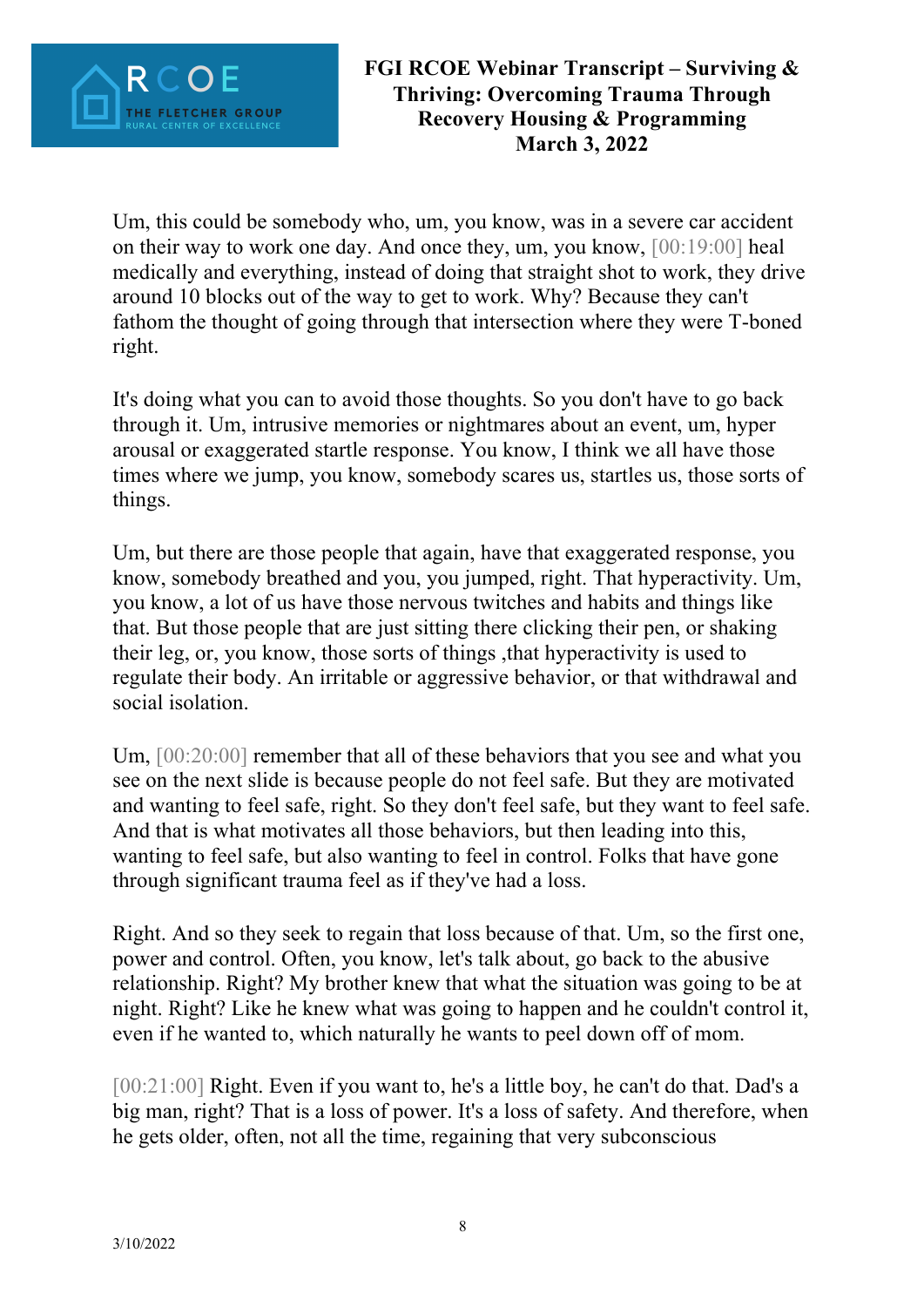Um, this could be somebody who, um, you know, was in a severe car accident on their way to work one day. And once they, um, you know, [00:19:00] heal medically and everything, instead of doing that straight shot to work, they drive around 10 blocks out of the way to get to work. Why? Because they can't fathom the thought of going through that intersection where they were T-boned right.

It's doing what you can to avoid those thoughts. So you don't have to go back through it. Um, intrusive memories or nightmares about an event, um, hyper arousal or exaggerated startle response. You know, I think we all have those times where we jump, you know, somebody scares us, startles us, those sorts of things.

Um, but there are those people that again, have that exaggerated response, you know, somebody breathed and you, you jumped, right. That hyperactivity. Um, you know, a lot of us have those nervous twitches and habits and things like that. But those people that are just sitting there clicking their pen, or shaking their leg, or, you know, those sorts of things ,that hyperactivity is used to regulate their body. An irritable or aggressive behavior, or that withdrawal and social isolation.

Um, [00:20:00] remember that all of these behaviors that you see and what you see on the next slide is because people do not feel safe. But they are motivated and wanting to feel safe, right. So they don't feel safe, but they want to feel safe. And that is what motivates all those behaviors, but then leading into this, wanting to feel safe, but also wanting to feel in control. Folks that have gone through significant trauma feel as if they've had a loss.

Right. And so they seek to regain that loss because of that. Um, so the first one, power and control. Often, you know, let's talk about, go back to the abusive relationship. Right? My brother knew that what the situation was going to be at night. Right? Like he knew what was going to happen and he couldn't control it, even if he wanted to, which naturally he wants to peel down off of mom.

[00:21:00] Right. Even if you want to, he's a little boy, he can't do that. Dad's a big man, right? That is a loss of power. It's a loss of safety. And therefore, when he gets older, often, not all the time, regaining that very subconscious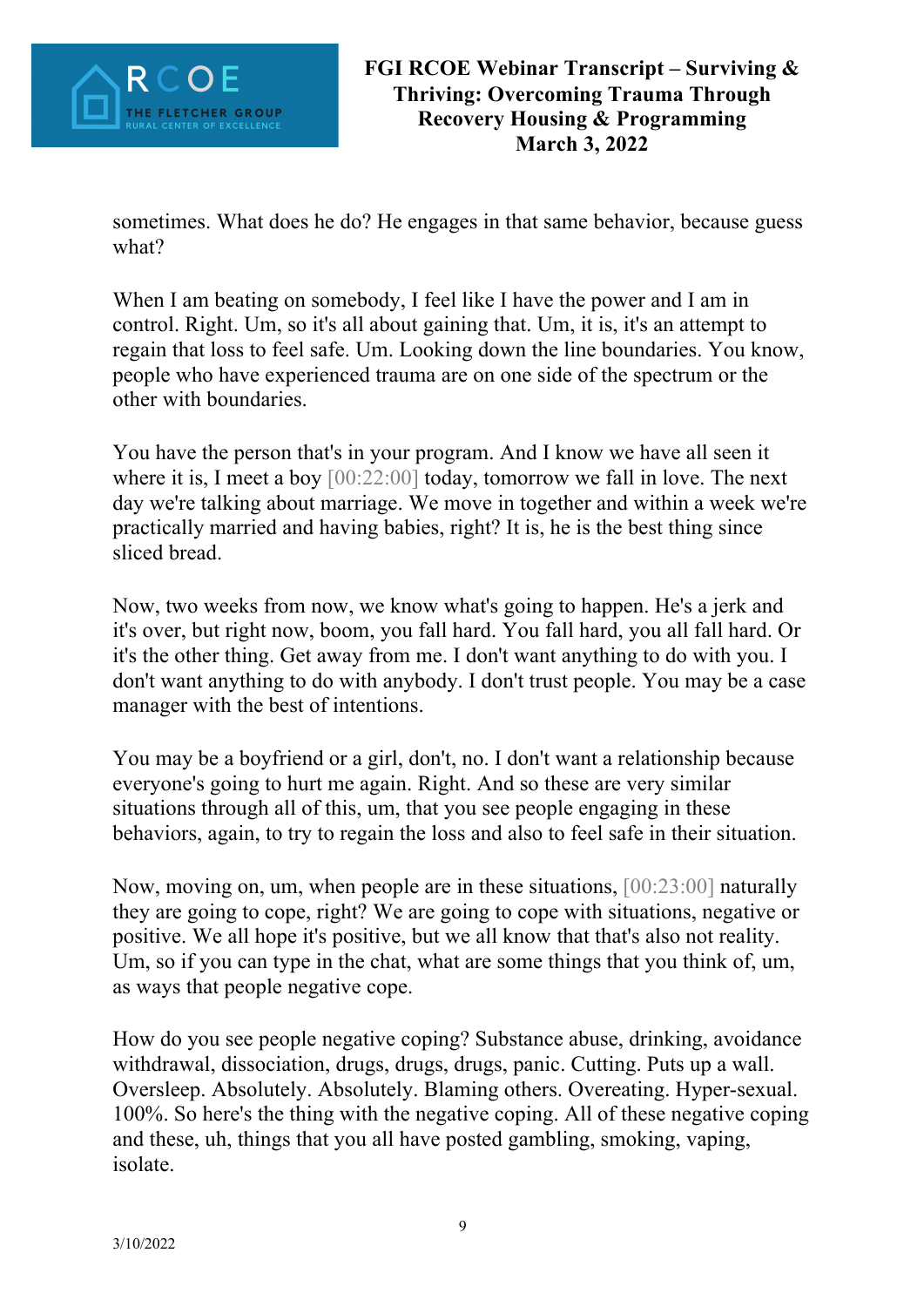sometimes. What does he do? He engages in that same behavior, because guess what?

When I am beating on somebody, I feel like I have the power and I am in control. Right. Um, so it's all about gaining that. Um, it is, it's an attempt to regain that loss to feel safe. Um. Looking down the line boundaries. You know, people who have experienced trauma are on one side of the spectrum or the other with boundaries.

You have the person that's in your program. And I know we have all seen it where it is, I meet a boy [00:22:00] today, tomorrow we fall in love. The next day we're talking about marriage. We move in together and within a week we're practically married and having babies, right? It is, he is the best thing since sliced bread.

Now, two weeks from now, we know what's going to happen. He's a jerk and it's over, but right now, boom, you fall hard. You fall hard, you all fall hard. Or it's the other thing. Get away from me. I don't want anything to do with you. I don't want anything to do with anybody. I don't trust people. You may be a case manager with the best of intentions.

You may be a boyfriend or a girl, don't, no. I don't want a relationship because everyone's going to hurt me again. Right. And so these are very similar situations through all of this, um, that you see people engaging in these behaviors, again, to try to regain the loss and also to feel safe in their situation.

Now, moving on, um, when people are in these situations, [00:23:00] naturally they are going to cope, right? We are going to cope with situations, negative or positive. We all hope it's positive, but we all know that that's also not reality. Um, so if you can type in the chat, what are some things that you think of, um, as ways that people negative cope.

How do you see people negative coping? Substance abuse, drinking, avoidance withdrawal, dissociation, drugs, drugs, drugs, panic. Cutting. Puts up a wall. Oversleep. Absolutely. Absolutely. Blaming others. Overeating. Hyper-sexual. 100%. So here's the thing with the negative coping. All of these negative coping and these, uh, things that you all have posted gambling, smoking, vaping, isolate.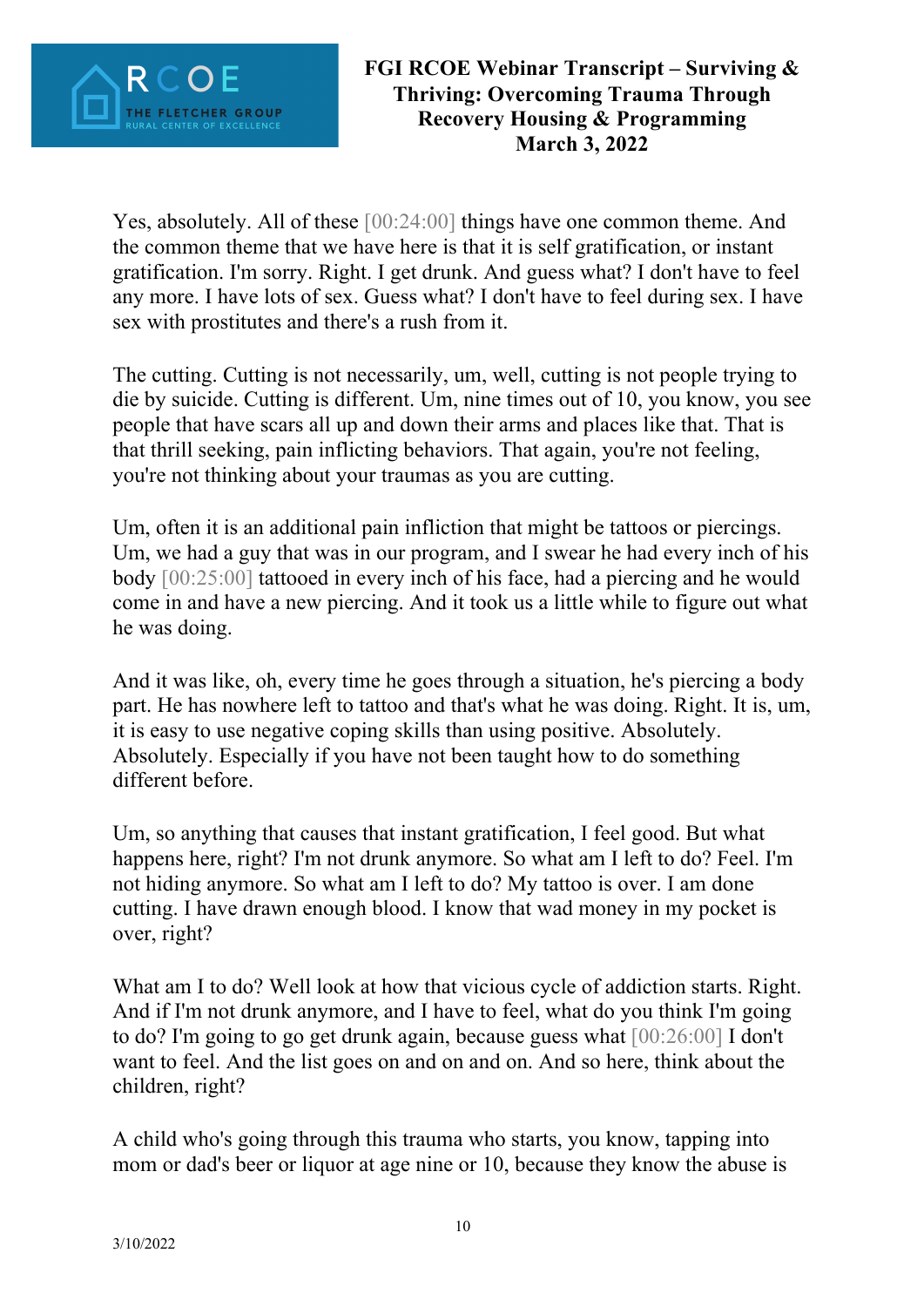Yes, absolutely. All of these [00:24:00] things have one common theme. And the common theme that we have here is that it is self gratification, or instant gratification. I'm sorry. Right. I get drunk. And guess what? I don't have to feel any more. I have lots of sex. Guess what? I don't have to feel during sex. I have sex with prostitutes and there's a rush from it.

The cutting. Cutting is not necessarily, um, well, cutting is not people trying to die by suicide. Cutting is different. Um, nine times out of 10, you know, you see people that have scars all up and down their arms and places like that. That is that thrill seeking, pain inflicting behaviors. That again, you're not feeling, you're not thinking about your traumas as you are cutting.

Um, often it is an additional pain infliction that might be tattoos or piercings. Um, we had a guy that was in our program, and I swear he had every inch of his body [00:25:00] tattooed in every inch of his face, had a piercing and he would come in and have a new piercing. And it took us a little while to figure out what he was doing.

And it was like, oh, every time he goes through a situation, he's piercing a body part. He has nowhere left to tattoo and that's what he was doing. Right. It is, um, it is easy to use negative coping skills than using positive. Absolutely. Absolutely. Especially if you have not been taught how to do something different before.

Um, so anything that causes that instant gratification, I feel good. But what happens here, right? I'm not drunk anymore. So what am I left to do? Feel. I'm not hiding anymore. So what am I left to do? My tattoo is over. I am done cutting. I have drawn enough blood. I know that wad money in my pocket is over, right?

What am I to do? Well look at how that vicious cycle of addiction starts. Right. And if I'm not drunk anymore, and I have to feel, what do you think I'm going to do? I'm going to go get drunk again, because guess what [00:26:00] I don't want to feel. And the list goes on and on and on. And so here, think about the children, right?

A child who's going through this trauma who starts, you know, tapping into mom or dad's beer or liquor at age nine or 10, because they know the abuse is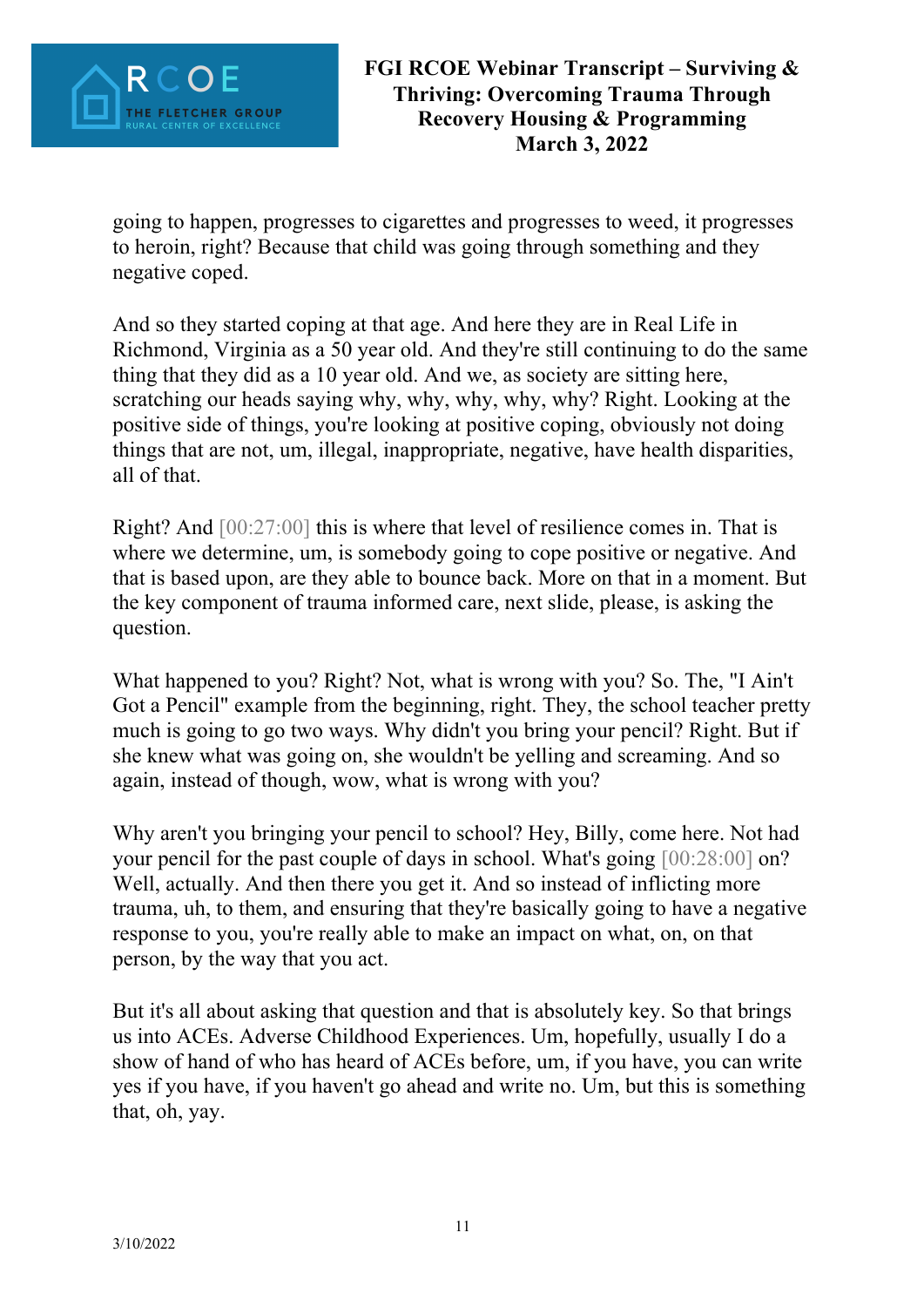going to happen, progresses to cigarettes and progresses to weed, it progresses to heroin, right? Because that child was going through something and they negative coped.

And so they started coping at that age. And here they are in Real Life in Richmond, Virginia as a 50 year old. And they're still continuing to do the same thing that they did as a 10 year old. And we, as society are sitting here, scratching our heads saying why, why, why, why, why? Right. Looking at the positive side of things, you're looking at positive coping, obviously not doing things that are not, um, illegal, inappropriate, negative, have health disparities, all of that.

Right? And [00:27:00] this is where that level of resilience comes in. That is where we determine, um, is somebody going to cope positive or negative. And that is based upon, are they able to bounce back. More on that in a moment. But the key component of trauma informed care, next slide, please, is asking the question.

What happened to you? Right? Not, what is wrong with you? So. The, "I Ain't Got a Pencil" example from the beginning, right. They, the school teacher pretty much is going to go two ways. Why didn't you bring your pencil? Right. But if she knew what was going on, she wouldn't be yelling and screaming. And so again, instead of though, wow, what is wrong with you?

Why aren't you bringing your pencil to school? Hey, Billy, come here. Not had your pencil for the past couple of days in school. What's going [00:28:00] on? Well, actually. And then there you get it. And so instead of inflicting more trauma, uh, to them, and ensuring that they're basically going to have a negative response to you, you're really able to make an impact on what, on, on that person, by the way that you act.

But it's all about asking that question and that is absolutely key. So that brings us into ACEs. Adverse Childhood Experiences. Um, hopefully, usually I do a show of hand of who has heard of ACEs before, um, if you have, you can write yes if you have, if you haven't go ahead and write no. Um, but this is something that, oh, yay.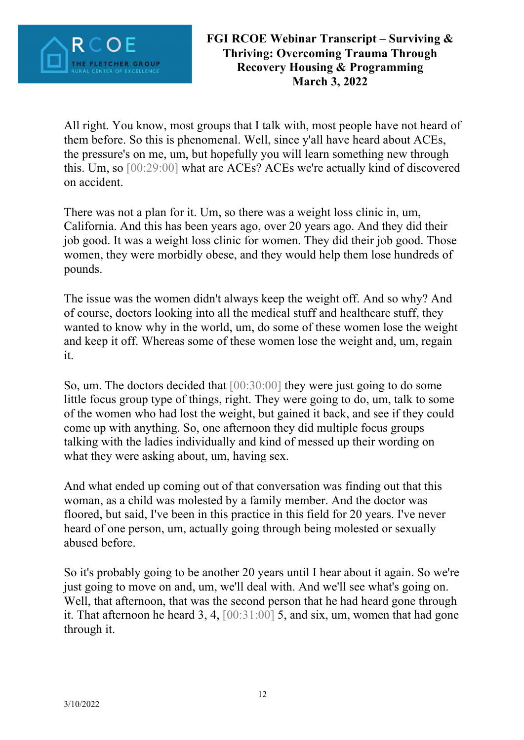All right. You know, most groups that I talk with, most people have not heard of them before. So this is phenomenal. Well, since y'all have heard about ACEs, the pressure's on me, um, but hopefully you will learn something new through this. Um, so [00:29:00] what are ACEs? ACEs we're actually kind of discovered on accident.

There was not a plan for it. Um, so there was a weight loss clinic in, um, California. And this has been years ago, over 20 years ago. And they did their job good. It was a weight loss clinic for women. They did their job good. Those women, they were morbidly obese, and they would help them lose hundreds of pounds.

The issue was the women didn't always keep the weight off. And so why? And of course, doctors looking into all the medical stuff and healthcare stuff, they wanted to know why in the world, um, do some of these women lose the weight and keep it off. Whereas some of these women lose the weight and, um, regain it.

So, um. The doctors decided that [00:30:00] they were just going to do some little focus group type of things, right. They were going to do, um, talk to some of the women who had lost the weight, but gained it back, and see if they could come up with anything. So, one afternoon they did multiple focus groups talking with the ladies individually and kind of messed up their wording on what they were asking about, um, having sex.

And what ended up coming out of that conversation was finding out that this woman, as a child was molested by a family member. And the doctor was floored, but said, I've been in this practice in this field for 20 years. I've never heard of one person, um, actually going through being molested or sexually abused before.

So it's probably going to be another 20 years until I hear about it again. So we're just going to move on and, um, we'll deal with. And we'll see what's going on. Well, that afternoon, that was the second person that he had heard gone through it. That afternoon he heard 3, 4, [00:31:00] 5, and six, um, women that had gone through it.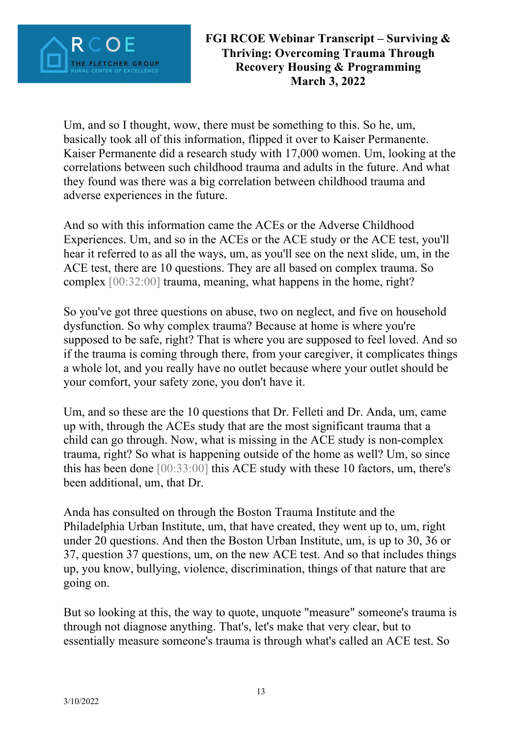Um, and so I thought, wow, there must be something to this. So he, um, basically took all of this information, flipped it over to Kaiser Permanente. Kaiser Permanente did a research study with 17,000 women. Um, looking at the correlations between such childhood trauma and adults in the future. And what they found was there was a big correlation between childhood trauma and adverse experiences in the future.

And so with this information came the ACEs or the Adverse Childhood Experiences. Um, and so in the ACEs or the ACE study or the ACE test, you'll hear it referred to as all the ways, um, as you'll see on the next slide, um, in the ACE test, there are 10 questions. They are all based on complex trauma. So complex [00:32:00] trauma, meaning, what happens in the home, right?

So you've got three questions on abuse, two on neglect, and five on household dysfunction. So why complex trauma? Because at home is where you're supposed to be safe, right? That is where you are supposed to feel loved. And so if the trauma is coming through there, from your caregiver, it complicates things a whole lot, and you really have no outlet because where your outlet should be your comfort, your safety zone, you don't have it.

Um, and so these are the 10 questions that Dr. Felleti and Dr. Anda, um, came up with, through the ACEs study that are the most significant trauma that a child can go through. Now, what is missing in the ACE study is non-complex trauma, right? So what is happening outside of the home as well? Um, so since this has been done [00:33:00] this ACE study with these 10 factors, um, there's been additional, um, that Dr.

Anda has consulted on through the Boston Trauma Institute and the Philadelphia Urban Institute, um, that have created, they went up to, um, right under 20 questions. And then the Boston Urban Institute, um, is up to 30, 36 or 37, question 37 questions, um, on the new ACE test. And so that includes things up, you know, bullying, violence, discrimination, things of that nature that are going on.

But so looking at this, the way to quote, unquote "measure" someone's trauma is through not diagnose anything. That's, let's make that very clear, but to essentially measure someone's trauma is through what's called an ACE test. So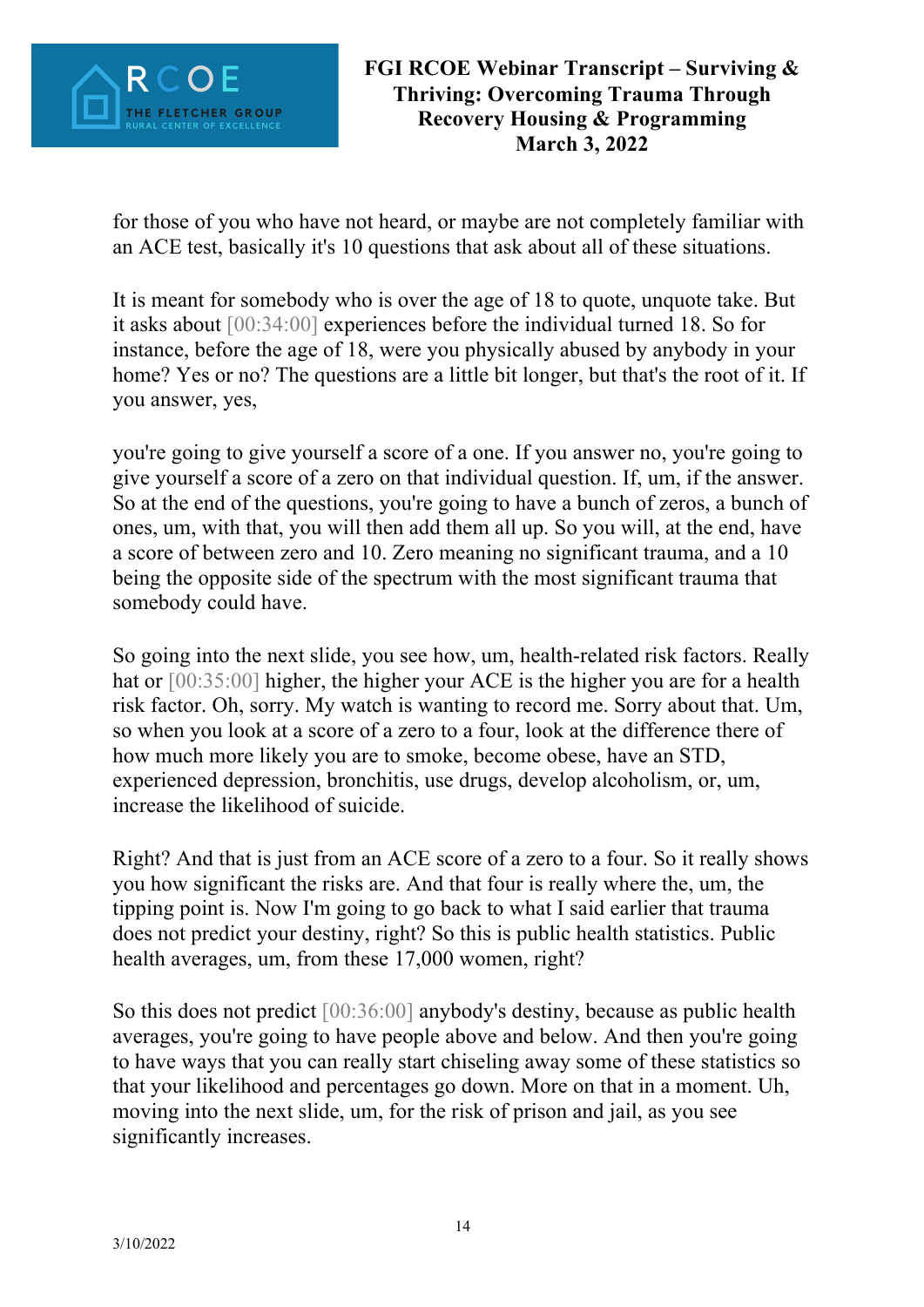for those of you who have not heard, or maybe are not completely familiar with an ACE test, basically it's 10 questions that ask about all of these situations.

It is meant for somebody who is over the age of 18 to quote, unquote take. But it asks about [00:34:00] experiences before the individual turned 18. So for instance, before the age of 18, were you physically abused by anybody in your home? Yes or no? The questions are a little bit longer, but that's the root of it. If you answer, yes,

you're going to give yourself a score of a one. If you answer no, you're going to give yourself a score of a zero on that individual question. If, um, if the answer. So at the end of the questions, you're going to have a bunch of zeros, a bunch of ones, um, with that, you will then add them all up. So you will, at the end, have a score of between zero and 10. Zero meaning no significant trauma, and a 10 being the opposite side of the spectrum with the most significant trauma that somebody could have.

So going into the next slide, you see how, um, health-related risk factors. Really hat or [00:35:00] higher, the higher your ACE is the higher you are for a health risk factor. Oh, sorry. My watch is wanting to record me. Sorry about that. Um, so when you look at a score of a zero to a four, look at the difference there of how much more likely you are to smoke, become obese, have an STD, experienced depression, bronchitis, use drugs, develop alcoholism, or, um, increase the likelihood of suicide.

Right? And that is just from an ACE score of a zero to a four. So it really shows you how significant the risks are. And that four is really where the, um, the tipping point is. Now I'm going to go back to what I said earlier that trauma does not predict your destiny, right? So this is public health statistics. Public health averages, um, from these 17,000 women, right?

So this does not predict [00:36:00] anybody's destiny, because as public health averages, you're going to have people above and below. And then you're going to have ways that you can really start chiseling away some of these statistics so that your likelihood and percentages go down. More on that in a moment. Uh, moving into the next slide, um, for the risk of prison and jail, as you see significantly increases.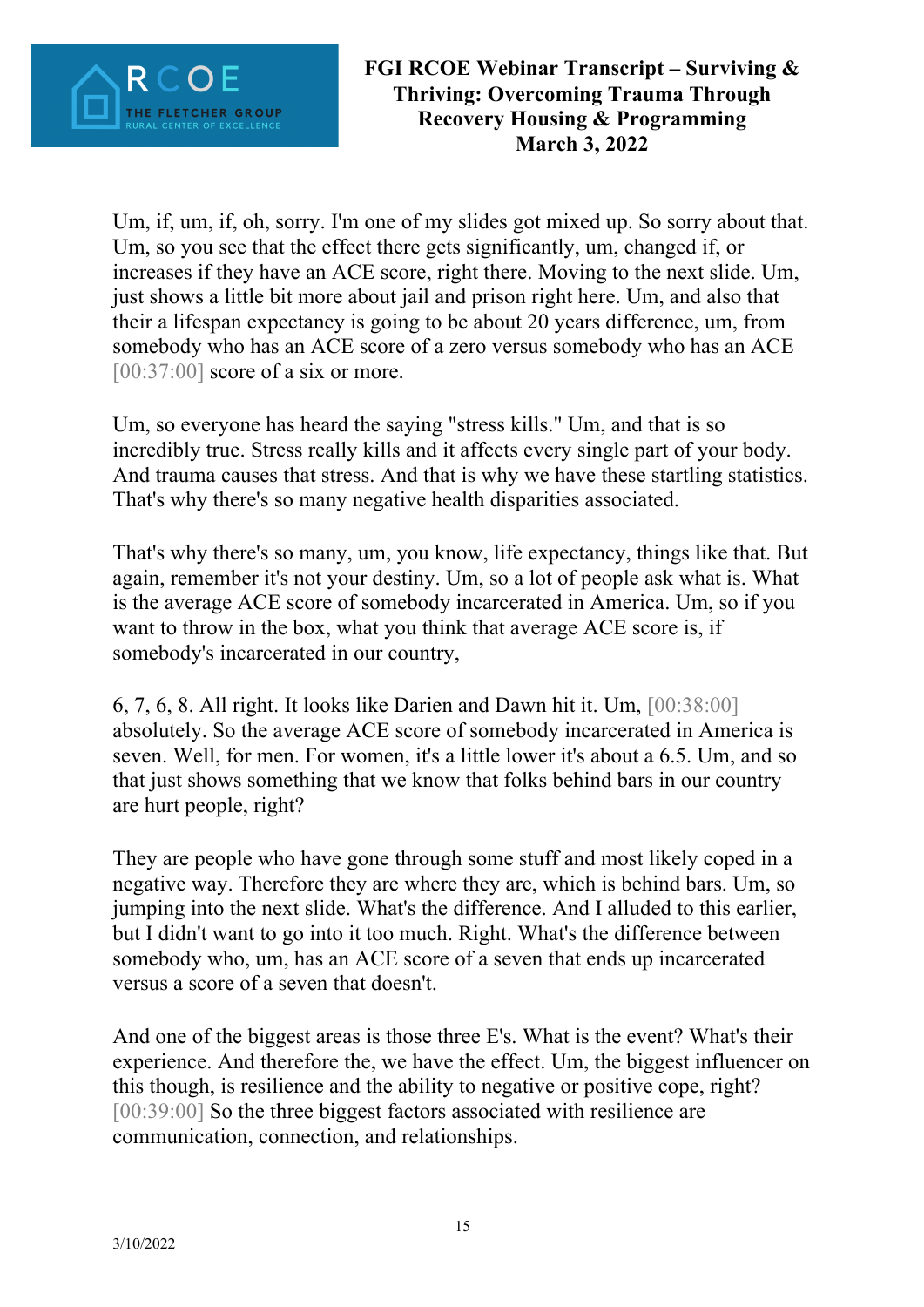Um, if, um, if, oh, sorry. I'm one of my slides got mixed up. So sorry about that. Um, so you see that the effect there gets significantly, um, changed if, or increases if they have an ACE score, right there. Moving to the next slide. Um, just shows a little bit more about jail and prison right here. Um, and also that their a lifespan expectancy is going to be about 20 years difference, um, from somebody who has an ACE score of a zero versus somebody who has an ACE [00:37:00] score of a six or more.

Um, so everyone has heard the saying "stress kills." Um, and that is so incredibly true. Stress really kills and it affects every single part of your body. And trauma causes that stress. And that is why we have these startling statistics. That's why there's so many negative health disparities associated.

That's why there's so many, um, you know, life expectancy, things like that. But again, remember it's not your destiny. Um, so a lot of people ask what is. What is the average ACE score of somebody incarcerated in America. Um, so if you want to throw in the box, what you think that average ACE score is, if somebody's incarcerated in our country,

6, 7, 6, 8. All right. It looks like Darien and Dawn hit it. Um, [00:38:00] absolutely. So the average ACE score of somebody incarcerated in America is seven. Well, for men. For women, it's a little lower it's about a 6.5. Um, and so that just shows something that we know that folks behind bars in our country are hurt people, right?

They are people who have gone through some stuff and most likely coped in a negative way. Therefore they are where they are, which is behind bars. Um, so jumping into the next slide. What's the difference. And I alluded to this earlier, but I didn't want to go into it too much. Right. What's the difference between somebody who, um, has an ACE score of a seven that ends up incarcerated versus a score of a seven that doesn't.

And one of the biggest areas is those three E's. What is the event? What's their experience. And therefore the, we have the effect. Um, the biggest influencer on this though, is resilience and the ability to negative or positive cope, right? [00:39:00] So the three biggest factors associated with resilience are communication, connection, and relationships.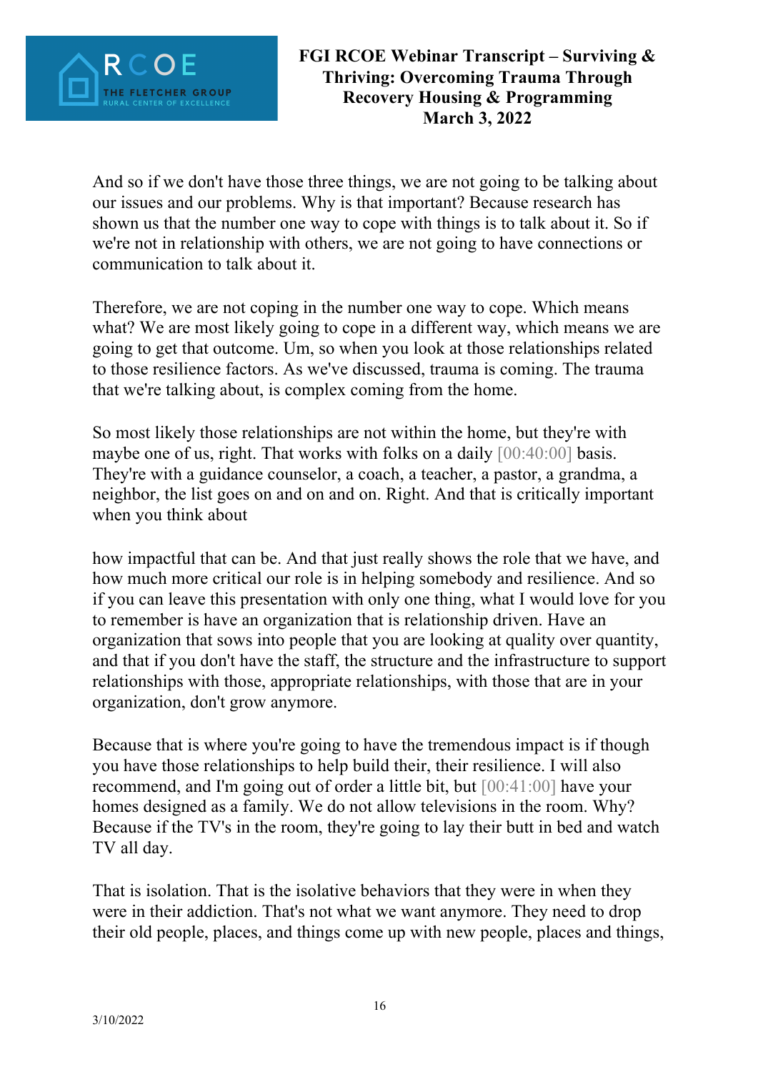And so if we don't have those three things, we are not going to be talking about our issues and our problems. Why is that important? Because research has shown us that the number one way to cope with things is to talk about it. So if we're not in relationship with others, we are not going to have connections or communication to talk about it.

Therefore, we are not coping in the number one way to cope. Which means what? We are most likely going to cope in a different way, which means we are going to get that outcome. Um, so when you look at those relationships related to those resilience factors. As we've discussed, trauma is coming. The trauma that we're talking about, is complex coming from the home.

So most likely those relationships are not within the home, but they're with maybe one of us, right. That works with folks on a daily [00:40:00] basis. They're with a guidance counselor, a coach, a teacher, a pastor, a grandma, a neighbor, the list goes on and on and on. Right. And that is critically important when you think about

how impactful that can be. And that just really shows the role that we have, and how much more critical our role is in helping somebody and resilience. And so if you can leave this presentation with only one thing, what I would love for you to remember is have an organization that is relationship driven. Have an organization that sows into people that you are looking at quality over quantity, and that if you don't have the staff, the structure and the infrastructure to support relationships with those, appropriate relationships, with those that are in your organization, don't grow anymore.

Because that is where you're going to have the tremendous impact is if though you have those relationships to help build their, their resilience. I will also recommend, and I'm going out of order a little bit, but [00:41:00] have your homes designed as a family. We do not allow televisions in the room. Why? Because if the TV's in the room, they're going to lay their butt in bed and watch TV all day.

That is isolation. That is the isolative behaviors that they were in when they were in their addiction. That's not what we want anymore. They need to drop their old people, places, and things come up with new people, places and things,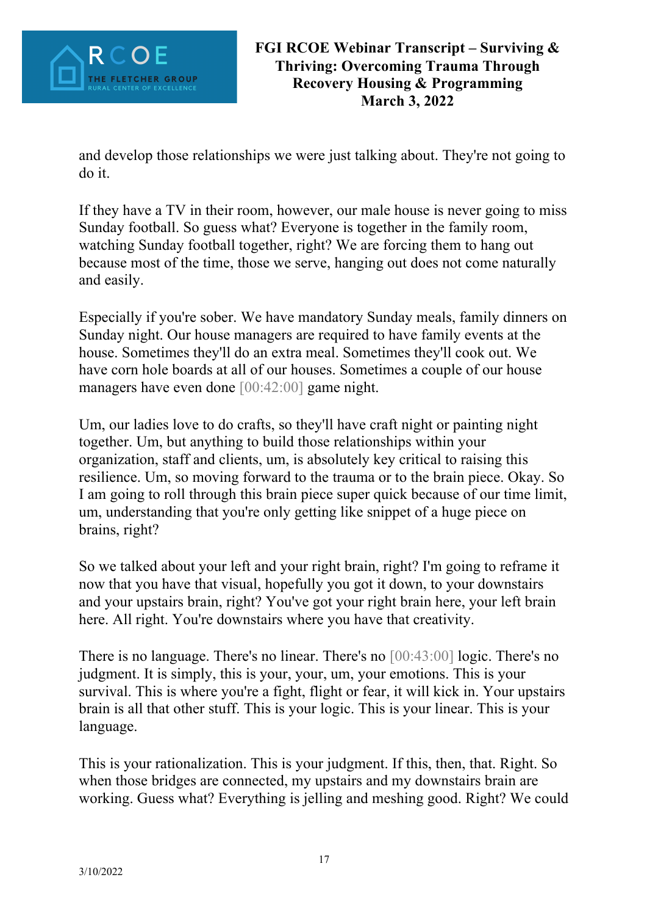and develop those relationships we were just talking about. They're not going to do it.

If they have a TV in their room, however, our male house is never going to miss Sunday football. So guess what? Everyone is together in the family room, watching Sunday football together, right? We are forcing them to hang out because most of the time, those we serve, hanging out does not come naturally and easily.

Especially if you're sober. We have mandatory Sunday meals, family dinners on Sunday night. Our house managers are required to have family events at the house. Sometimes they'll do an extra meal. Sometimes they'll cook out. We have corn hole boards at all of our houses. Sometimes a couple of our house managers have even done [00:42:00] game night.

Um, our ladies love to do crafts, so they'll have craft night or painting night together. Um, but anything to build those relationships within your organization, staff and clients, um, is absolutely key critical to raising this resilience. Um, so moving forward to the trauma or to the brain piece. Okay. So I am going to roll through this brain piece super quick because of our time limit, um, understanding that you're only getting like snippet of a huge piece on brains, right?

So we talked about your left and your right brain, right? I'm going to reframe it now that you have that visual, hopefully you got it down, to your downstairs and your upstairs brain, right? You've got your right brain here, your left brain here. All right. You're downstairs where you have that creativity.

There is no language. There's no linear. There's no [00:43:00] logic. There's no judgment. It is simply, this is your, your, um, your emotions. This is your survival. This is where you're a fight, flight or fear, it will kick in. Your upstairs brain is all that other stuff. This is your logic. This is your linear. This is your language.

This is your rationalization. This is your judgment. If this, then, that. Right. So when those bridges are connected, my upstairs and my downstairs brain are working. Guess what? Everything is jelling and meshing good. Right? We could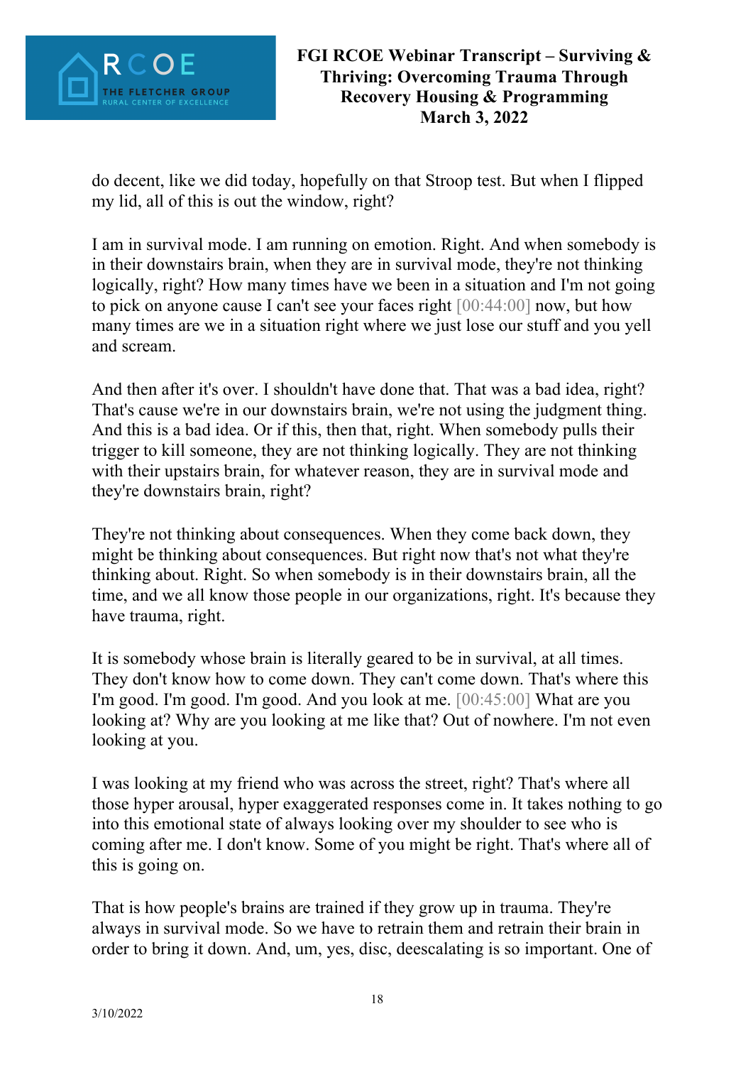do decent, like we did today, hopefully on that Stroop test. But when I flipped my lid, all of this is out the window, right?

I am in survival mode. I am running on emotion. Right. And when somebody is in their downstairs brain, when they are in survival mode, they're not thinking logically, right? How many times have we been in a situation and I'm not going to pick on anyone cause I can't see your faces right [00:44:00] now, but how many times are we in a situation right where we just lose our stuff and you yell and scream.

And then after it's over. I shouldn't have done that. That was a bad idea, right? That's cause we're in our downstairs brain, we're not using the judgment thing. And this is a bad idea. Or if this, then that, right. When somebody pulls their trigger to kill someone, they are not thinking logically. They are not thinking with their upstairs brain, for whatever reason, they are in survival mode and they're downstairs brain, right?

They're not thinking about consequences. When they come back down, they might be thinking about consequences. But right now that's not what they're thinking about. Right. So when somebody is in their downstairs brain, all the time, and we all know those people in our organizations, right. It's because they have trauma, right.

It is somebody whose brain is literally geared to be in survival, at all times. They don't know how to come down. They can't come down. That's where this I'm good. I'm good. I'm good. And you look at me. [00:45:00] What are you looking at? Why are you looking at me like that? Out of nowhere. I'm not even looking at you.

I was looking at my friend who was across the street, right? That's where all those hyper arousal, hyper exaggerated responses come in. It takes nothing to go into this emotional state of always looking over my shoulder to see who is coming after me. I don't know. Some of you might be right. That's where all of this is going on.

That is how people's brains are trained if they grow up in trauma. They're always in survival mode. So we have to retrain them and retrain their brain in order to bring it down. And, um, yes, disc, deescalating is so important. One of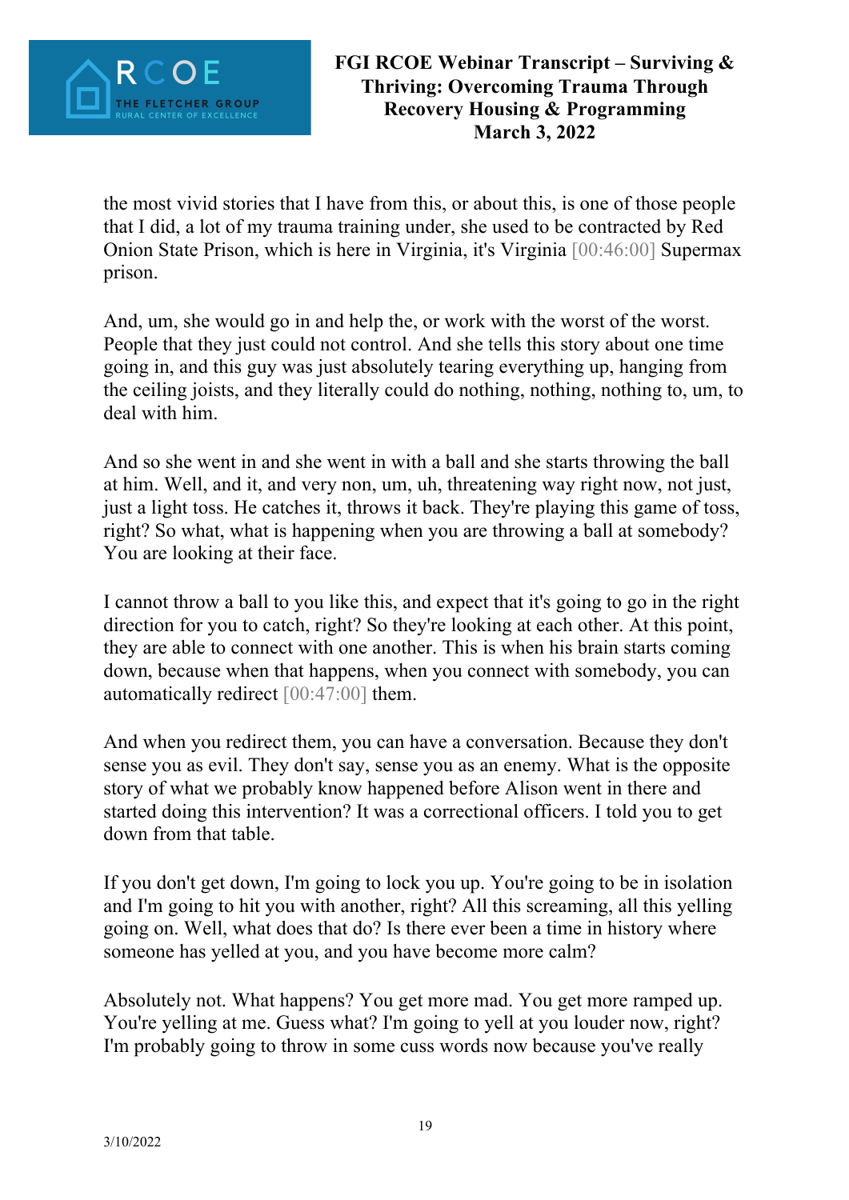the most vivid stories that I have from this, or about this, is one of those people that I did, a lot of my trauma training under, she used to be contracted by Red Onion State Prison, which is here in Virginia, it's Virginia [00:46:00] Supermax prison.

And, um, she would go in and help the, or work with the worst of the worst. People that they just could not control. And she tells this story about one time going in, and this guy was just absolutely tearing everything up, hanging from the ceiling joists, and they literally could do nothing, nothing, nothing to, um, to deal with him.

And so she went in and she went in with a ball and she starts throwing the ball at him. Well, and it, and very non, um, uh, threatening way right now, not just, just a light toss. He catches it, throws it back. They're playing this game of toss, right? So what, what is happening when you are throwing a ball at somebody? You are looking at their face.

I cannot throw a ball to you like this, and expect that it's going to go in the right direction for you to catch, right? So they're looking at each other. At this point, they are able to connect with one another. This is when his brain starts coming down, because when that happens, when you connect with somebody, you can automatically redirect [00:47:00] them.

And when you redirect them, you can have a conversation. Because they don't sense you as evil. They don't say, sense you as an enemy. What is the opposite story of what we probably know happened before Alison went in there and started doing this intervention? It was a correctional officers. I told you to get down from that table.

If you don't get down, I'm going to lock you up. You're going to be in isolation and I'm going to hit you with another, right? All this screaming, all this yelling going on. Well, what does that do? Is there ever been a time in history where someone has yelled at you, and you have become more calm?

Absolutely not. What happens? You get more mad. You get more ramped up. You're yelling at me. Guess what? I'm going to yell at you louder now, right? I'm probably going to throw in some cuss words now because you've really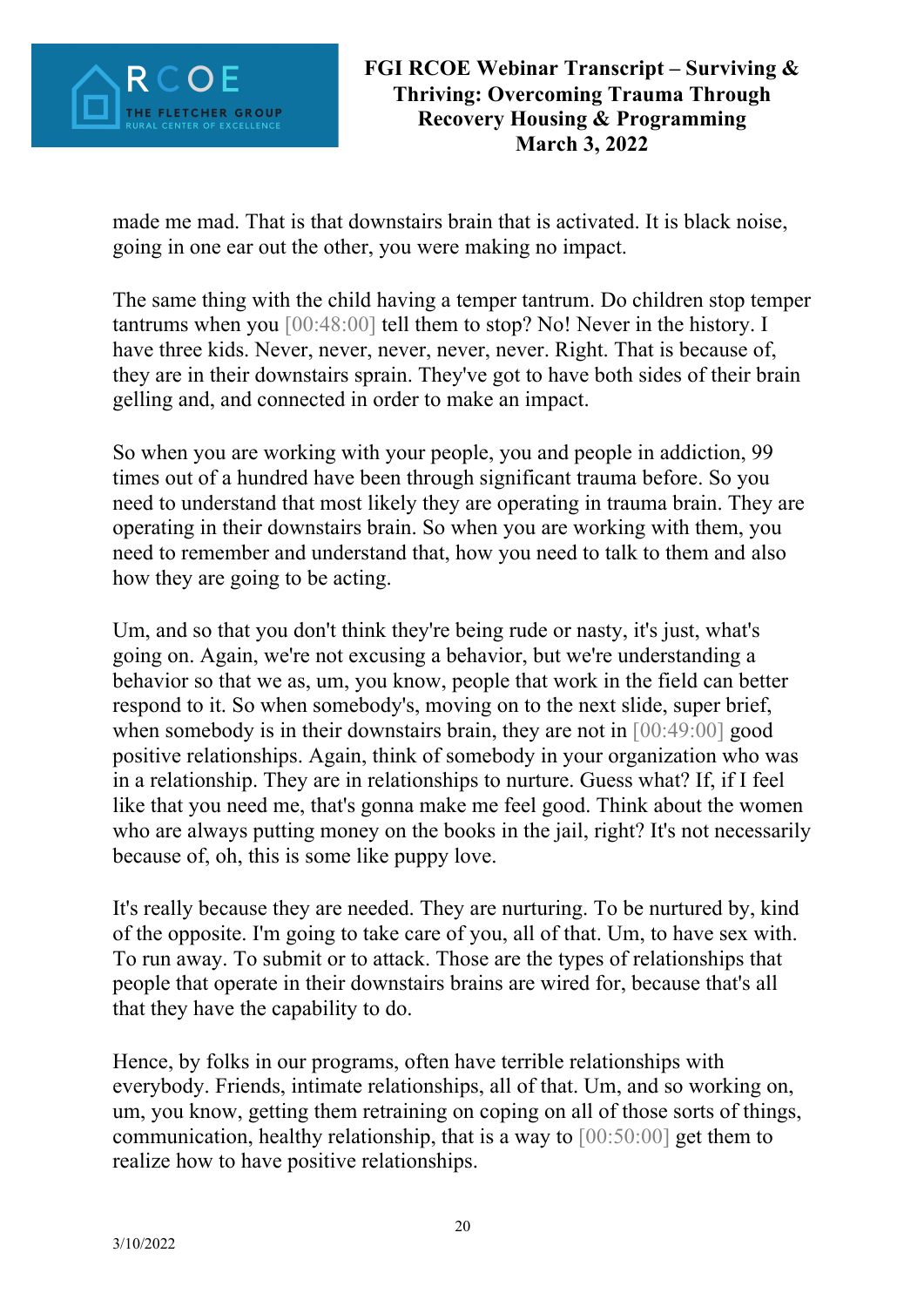made me mad. That is that downstairs brain that is activated. It is black noise, going in one ear out the other, you were making no impact.

The same thing with the child having a temper tantrum. Do children stop temper tantrums when you [00:48:00] tell them to stop? No! Never in the history. I have three kids. Never, never, never, never, never. Right. That is because of, they are in their downstairs sprain. They've got to have both sides of their brain gelling and, and connected in order to make an impact.

So when you are working with your people, you and people in addiction, 99 times out of a hundred have been through significant trauma before. So you need to understand that most likely they are operating in trauma brain. They are operating in their downstairs brain. So when you are working with them, you need to remember and understand that, how you need to talk to them and also how they are going to be acting.

Um, and so that you don't think they're being rude or nasty, it's just, what's going on. Again, we're not excusing a behavior, but we're understanding a behavior so that we as, um, you know, people that work in the field can better respond to it. So when somebody's, moving on to the next slide, super brief, when somebody is in their downstairs brain, they are not in [00:49:00] good positive relationships. Again, think of somebody in your organization who was in a relationship. They are in relationships to nurture. Guess what? If, if I feel like that you need me, that's gonna make me feel good. Think about the women who are always putting money on the books in the jail, right? It's not necessarily because of, oh, this is some like puppy love.

It's really because they are needed. They are nurturing. To be nurtured by, kind of the opposite. I'm going to take care of you, all of that. Um, to have sex with. To run away. To submit or to attack. Those are the types of relationships that people that operate in their downstairs brains are wired for, because that's all that they have the capability to do.

Hence, by folks in our programs, often have terrible relationships with everybody. Friends, intimate relationships, all of that. Um, and so working on, um, you know, getting them retraining on coping on all of those sorts of things, communication, healthy relationship, that is a way to [00:50:00] get them to realize how to have positive relationships.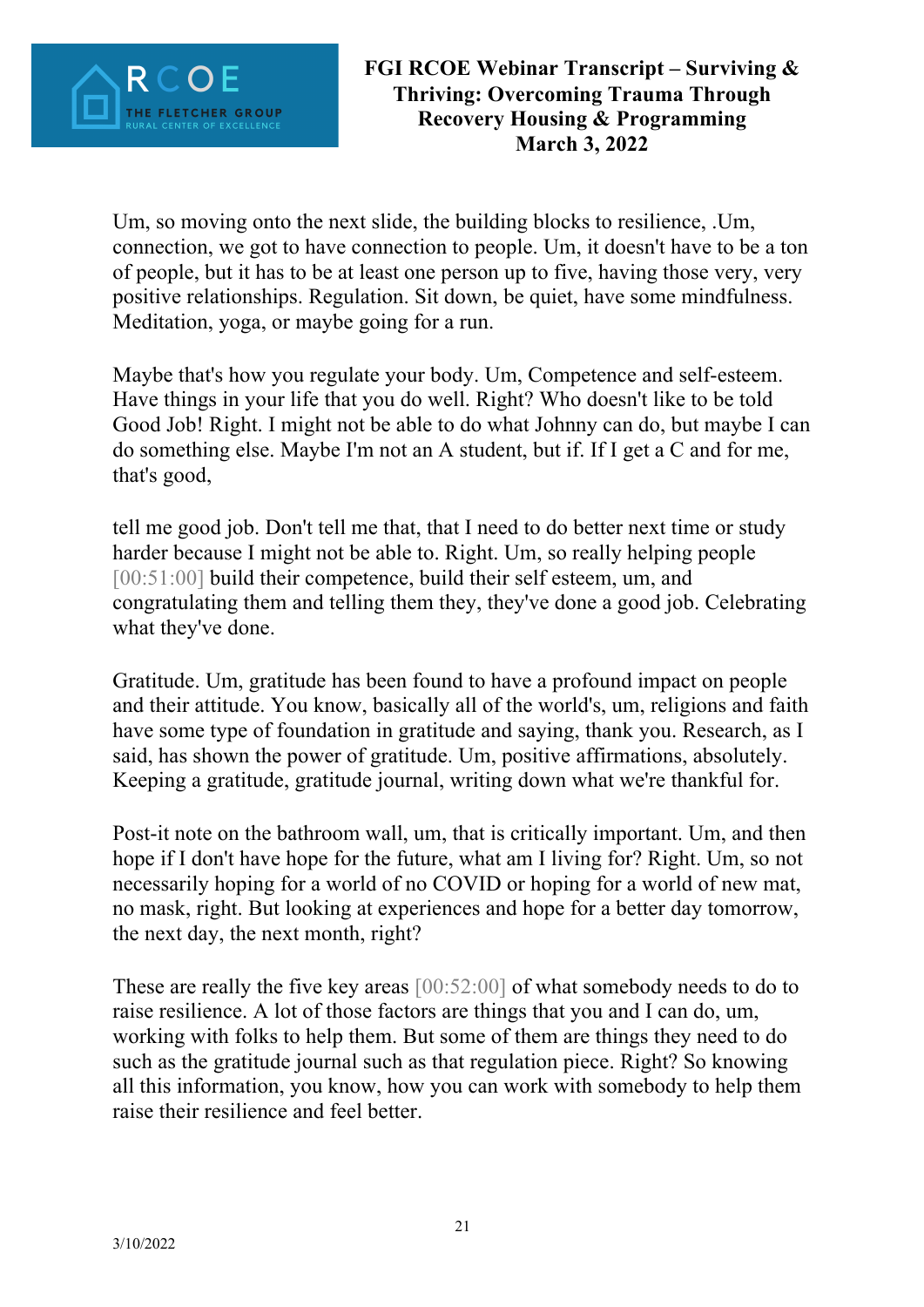Um, so moving onto the next slide, the building blocks to resilience, .Um, connection, we got to have connection to people. Um, it doesn't have to be a ton of people, but it has to be at least one person up to five, having those very, very positive relationships. Regulation. Sit down, be quiet, have some mindfulness. Meditation, yoga, or maybe going for a run.

Maybe that's how you regulate your body. Um, Competence and self-esteem. Have things in your life that you do well. Right? Who doesn't like to be told Good Job! Right. I might not be able to do what Johnny can do, but maybe I can do something else. Maybe I'm not an A student, but if. If I get a C and for me, that's good,

tell me good job. Don't tell me that, that I need to do better next time or study harder because I might not be able to. Right. Um, so really helping people [00:51:00] build their competence, build their self esteem, um, and congratulating them and telling them they, they've done a good job. Celebrating what they've done.

Gratitude. Um, gratitude has been found to have a profound impact on people and their attitude. You know, basically all of the world's, um, religions and faith have some type of foundation in gratitude and saying, thank you. Research, as I said, has shown the power of gratitude. Um, positive affirmations, absolutely. Keeping a gratitude, gratitude journal, writing down what we're thankful for.

Post-it note on the bathroom wall, um, that is critically important. Um, and then hope if I don't have hope for the future, what am I living for? Right. Um, so not necessarily hoping for a world of no COVID or hoping for a world of new mat, no mask, right. But looking at experiences and hope for a better day tomorrow, the next day, the next month, right?

These are really the five key areas [00:52:00] of what somebody needs to do to raise resilience. A lot of those factors are things that you and I can do, um, working with folks to help them. But some of them are things they need to do such as the gratitude journal such as that regulation piece. Right? So knowing all this information, you know, how you can work with somebody to help them raise their resilience and feel better.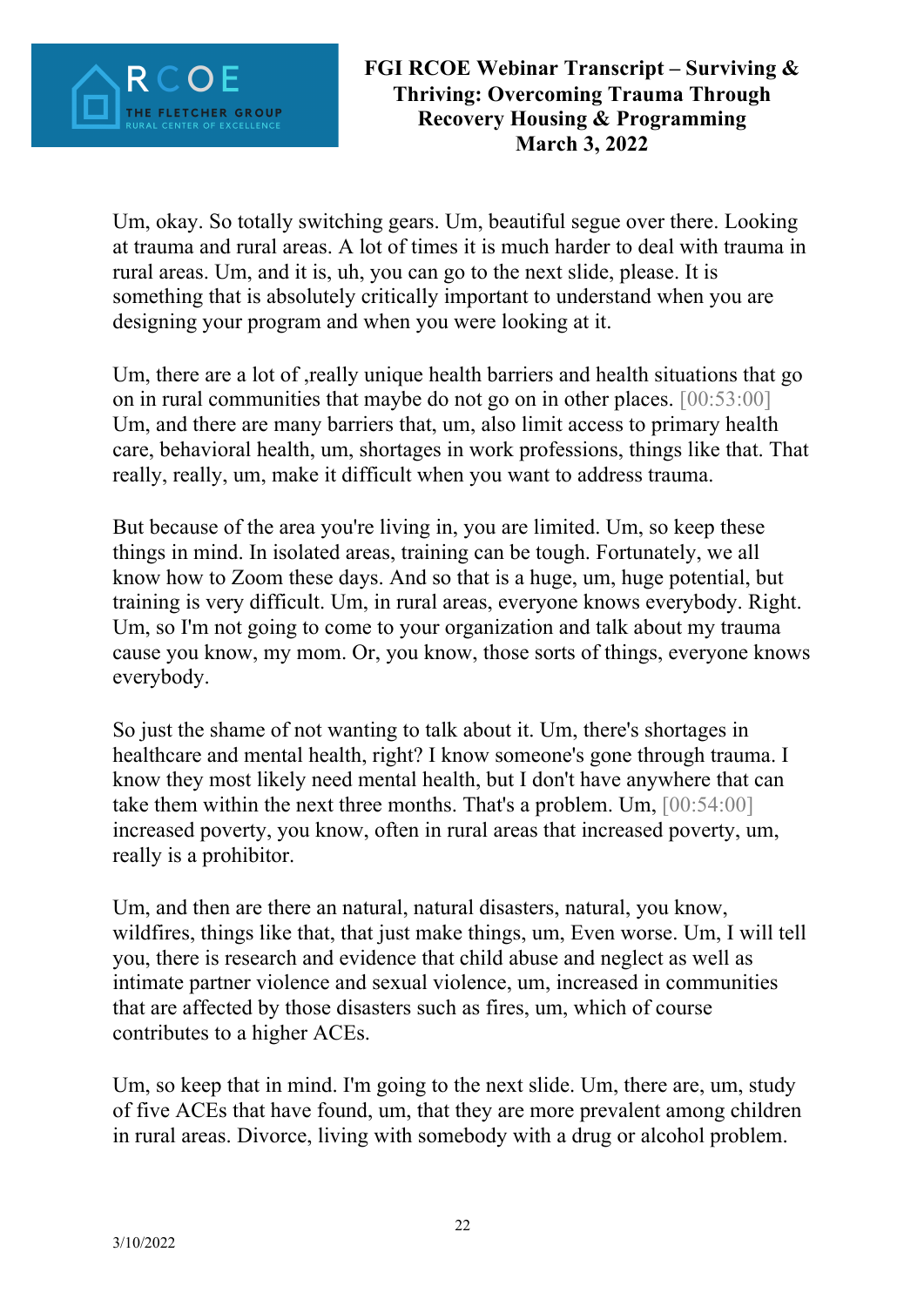Um, okay. So totally switching gears. Um, beautiful segue over there. Looking at trauma and rural areas. A lot of times it is much harder to deal with trauma in rural areas. Um, and it is, uh, you can go to the next slide, please. It is something that is absolutely critically important to understand when you are designing your program and when you were looking at it.

Um, there are a lot of ,really unique health barriers and health situations that go on in rural communities that maybe do not go on in other places. [00:53:00] Um, and there are many barriers that, um, also limit access to primary health care, behavioral health, um, shortages in work professions, things like that. That really, really, um, make it difficult when you want to address trauma.

But because of the area you're living in, you are limited. Um, so keep these things in mind. In isolated areas, training can be tough. Fortunately, we all know how to Zoom these days. And so that is a huge, um, huge potential, but training is very difficult. Um, in rural areas, everyone knows everybody. Right. Um, so I'm not going to come to your organization and talk about my trauma cause you know, my mom. Or, you know, those sorts of things, everyone knows everybody.

So just the shame of not wanting to talk about it. Um, there's shortages in healthcare and mental health, right? I know someone's gone through trauma. I know they most likely need mental health, but I don't have anywhere that can take them within the next three months. That's a problem. Um, [00:54:00] increased poverty, you know, often in rural areas that increased poverty, um, really is a prohibitor.

Um, and then are there an natural, natural disasters, natural, you know, wildfires, things like that, that just make things, um, Even worse. Um, I will tell you, there is research and evidence that child abuse and neglect as well as intimate partner violence and sexual violence, um, increased in communities that are affected by those disasters such as fires, um, which of course contributes to a higher ACEs.

Um, so keep that in mind. I'm going to the next slide. Um, there are, um, study of five ACEs that have found, um, that they are more prevalent among children in rural areas. Divorce, living with somebody with a drug or alcohol problem.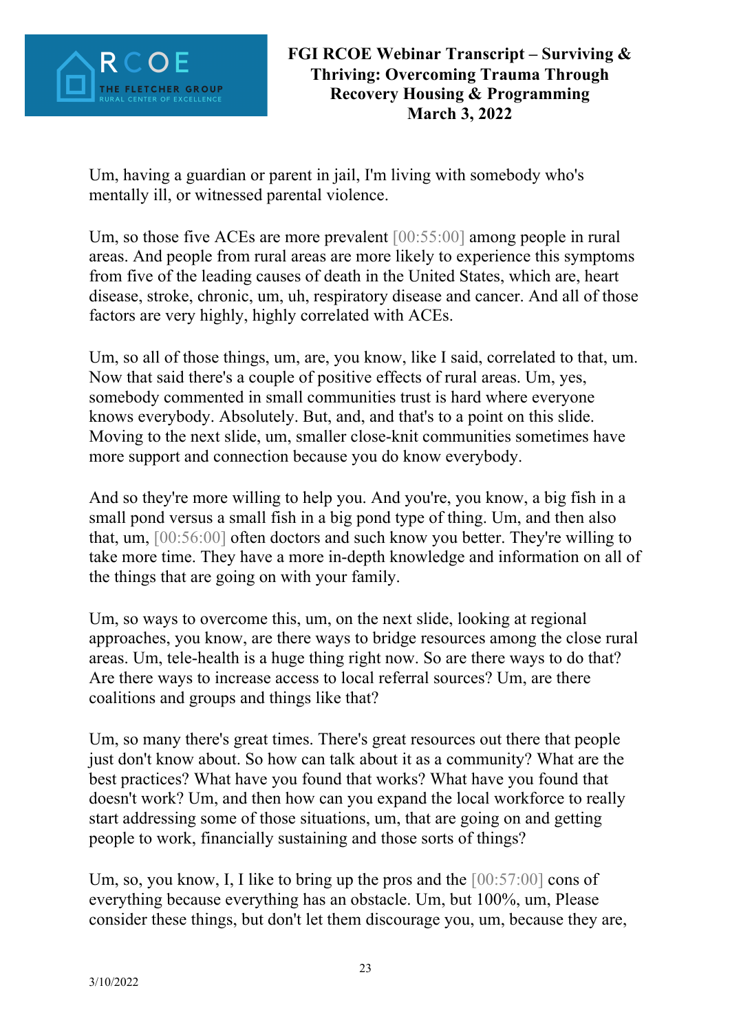Um, having a guardian or parent in jail, I'm living with somebody who's mentally ill, or witnessed parental violence.

Um, so those five ACEs are more prevalent [00:55:00] among people in rural areas. And people from rural areas are more likely to experience this symptoms from five of the leading causes of death in the United States, which are, heart disease, stroke, chronic, um, uh, respiratory disease and cancer. And all of those factors are very highly, highly correlated with ACEs.

Um, so all of those things, um, are, you know, like I said, correlated to that, um. Now that said there's a couple of positive effects of rural areas. Um, yes, somebody commented in small communities trust is hard where everyone knows everybody. Absolutely. But, and, and that's to a point on this slide. Moving to the next slide, um, smaller close-knit communities sometimes have more support and connection because you do know everybody.

And so they're more willing to help you. And you're, you know, a big fish in a small pond versus a small fish in a big pond type of thing. Um, and then also that, um, [00:56:00] often doctors and such know you better. They're willing to take more time. They have a more in-depth knowledge and information on all of the things that are going on with your family.

Um, so ways to overcome this, um, on the next slide, looking at regional approaches, you know, are there ways to bridge resources among the close rural areas. Um, tele-health is a huge thing right now. So are there ways to do that? Are there ways to increase access to local referral sources? Um, are there coalitions and groups and things like that?

Um, so many there's great times. There's great resources out there that people just don't know about. So how can talk about it as a community? What are the best practices? What have you found that works? What have you found that doesn't work? Um, and then how can you expand the local workforce to really start addressing some of those situations, um, that are going on and getting people to work, financially sustaining and those sorts of things?

Um, so, you know, I, I like to bring up the pros and the [00:57:00] cons of everything because everything has an obstacle. Um, but 100%, um, Please consider these things, but don't let them discourage you, um, because they are,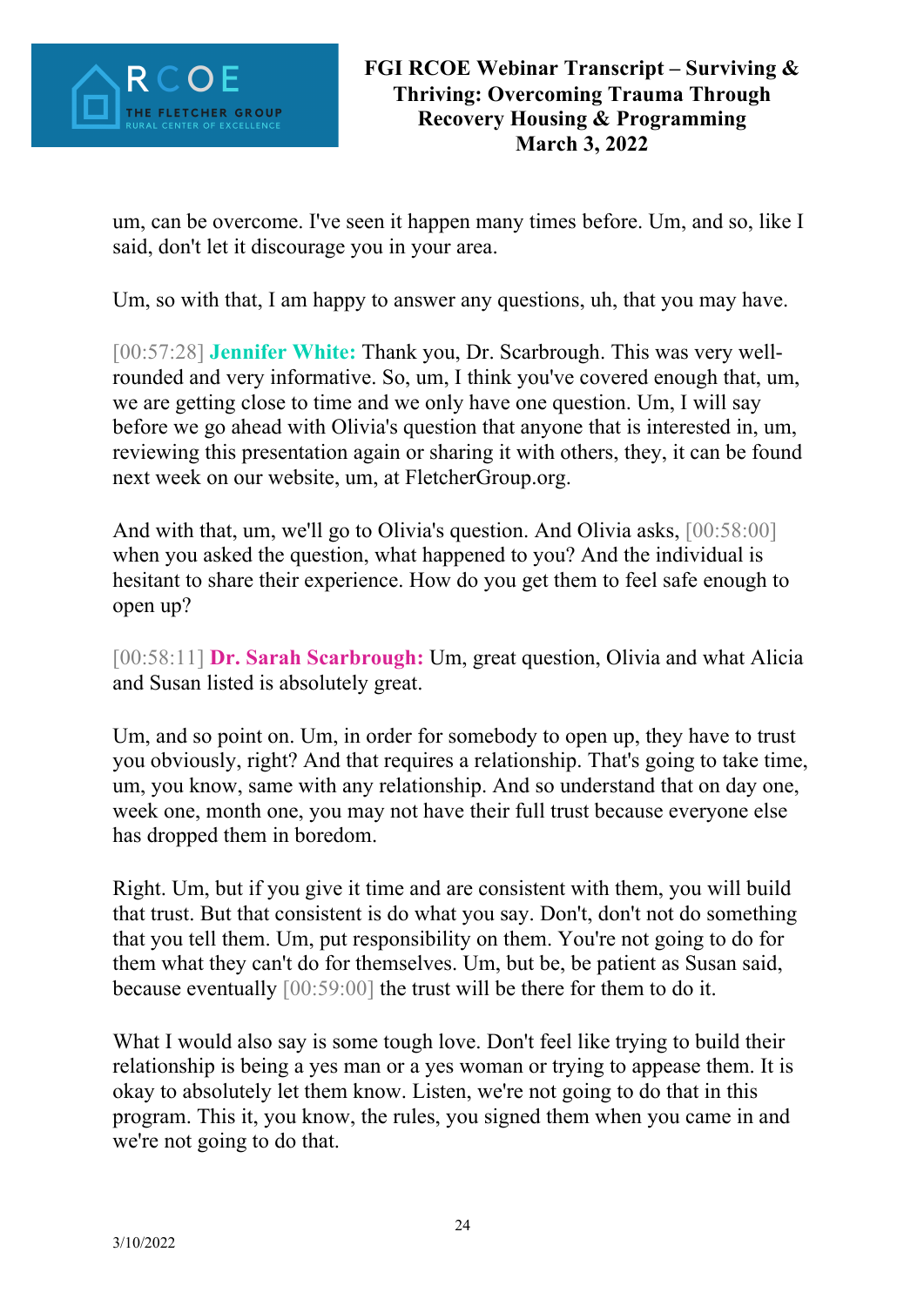um, can be overcome. I've seen it happen many times before. Um, and so, like I said, don't let it discourage you in your area.

Um, so with that, I am happy to answer any questions, uh, that you may have.

[00:57:28] **Jennifer White:** Thank you, Dr. Scarbrough. This was very well-rounded and very informative. So, um, I think you've covered enough that, um, we are getting close to time and we only have one question. Um, I will say before we go ahead with Olivia's question that anyone that is interested in, um, reviewing this presentation again or sharing it with others, they, it can be found next week on our website, um, at FletcherGroup.org.

And with that, um, we'll go to Olivia's question. And Olivia asks, [00:58:00] when you asked the question, what happened to you? And the individual is hesitant to share their experience. How do you get them to feel safe enough to open up?

[00:58:11] **Dr. Sarah Scarbrough:** Um, great question, Olivia and what Alicia and Susan listed is absolutely great.

Um, and so point on. Um, in order for somebody to open up, they have to trust you obviously, right? And that requires a relationship. That's going to take time, um, you know, same with any relationship. And so understand that on day one, week one, month one, you may not have their full trust because everyone else has dropped them in boredom.

Right. Um, but if you give it time and are consistent with them, you will build that trust. But that consistent is do what you say. Don't, don't not do something that you tell them. Um, put responsibility on them. You're not going to do for them what they can't do for themselves. Um, but be, be patient as Susan said, because eventually [00:59:00] the trust will be there for them to do it.

What I would also say is some tough love. Don't feel like trying to build their relationship is being a yes man or a yes woman or trying to appease them. It is okay to absolutely let them know. Listen, we're not going to do that in this program. This it, you know, the rules, you signed them when you came in and we're not going to do that.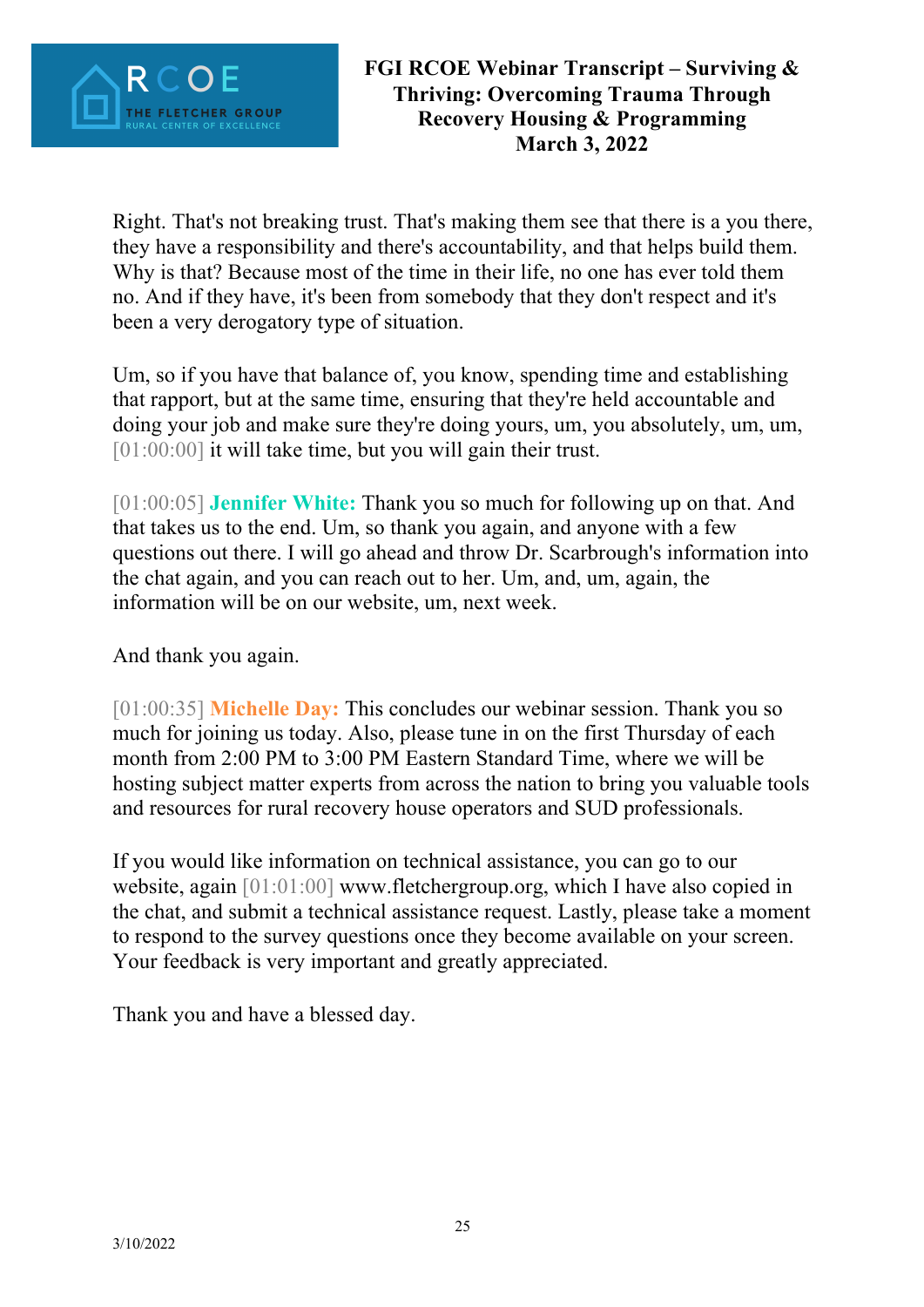Right. That's not breaking trust. That's making them see that there is a you there, they have a responsibility and there's accountability, and that helps build them. Why is that? Because most of the time in their life, no one has ever told them no. And if they have, it's been from somebody that they don't respect and it's been a very derogatory type of situation.

Um, so if you have that balance of, you know, spending time and establishing that rapport, but at the same time, ensuring that they're held accountable and doing your job and make sure they're doing yours, um, you absolutely, um, um, [01:00:00] it will take time, but you will gain their trust.

[01:00:05] **Jennifer White:** Thank you so much for following up on that. And that takes us to the end. Um, so thank you again, and anyone with a few questions out there. I will go ahead and throw Dr. Scarbrough's information into the chat again, and you can reach out to her. Um, and, um, again, the information will be on our website, um, next week.

And thank you again.

[01:00:35] **Michelle Day:** This concludes our webinar session. Thank you so much for joining us today. Also, please tune in on the first Thursday of each month from 2:00 PM to 3:00 PM Eastern Standard Time, where we will be hosting subject matter experts from across the nation to bring you valuable tools and resources for rural recovery house operators and SUD professionals.

If you would like information on technical assistance, you can go to our website, again [01:01:00] www.fletchergroup.org, which I have also copied in the chat, and submit a technical assistance request. Lastly, please take a moment to respond to the survey questions once they become available on your screen. Your feedback is very important and greatly appreciated.

Thank you and have a blessed day.